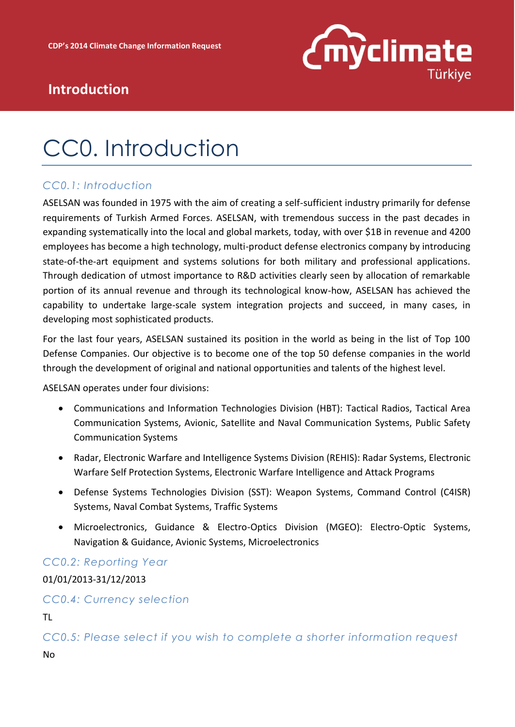CDP's 2014 Climate Change Information Request

## Introduction

# CC0. Introduction

### CC0.1: Introduction

ASELSAN was founded in 1975 with the aim of creating a self-sufficient industry primarily for defense requirements of Turkish Armed Forces. ASELSAN, with tremendous success in the past decades in expanding systematically into the local and global markets, today, with over $1B in revenue and 4200 employees has become a high technology, multi-product defense electronics company by introducing state-of-the-art equipment and systems solutions for both military and professional applications. Through dedication of utmost importance to R&D activities clearly seen by allocation of remarkable portion of its annual revenue and through its technological know-how, ASELSAN has achieved the capability to undertake large-scale system integration projects and succeed, in many cases, in developing most sophisticated products.

For the last four years, ASELSAN sustained its position in the world as being in the list of Top 100 Defense Companies. Our objective is to become one of the top 50 defense companies in the world through the development of original and national opportunities and talents of the highest level.

ASELSAN operates under four divisions:

- Communications and Information Technologies Division (HBT): Tactical Radios, Tactical Area Communication Systems, Avionic, Satellite and Naval Communication Systems, Public Safety Communication Systems
- Radar, Electronic Warfare and Intelligence Systems Division (REHIS): Radar Systems, Electronic Warfare Self Protection Systems, Electronic Warfare Intelligence and Attack Programs
- Defense Systems Technologies Division (SST): Weapon Systems, Command Control (C4ISR) Systems, Naval Combat Systems, Traffic Systems
- Microelectronics, Guidance & Electro-Optics Division (MGEO): Electro-Optic Systems, Navigation & Guidance, Avionic Systems, Microelectronics

### CC0.2: Reporting Year

01/01/2013-31/12/2013

### CC0.4: Currency selection

TL

### CC0.5: Please select if you wish to complete a shorter information request

No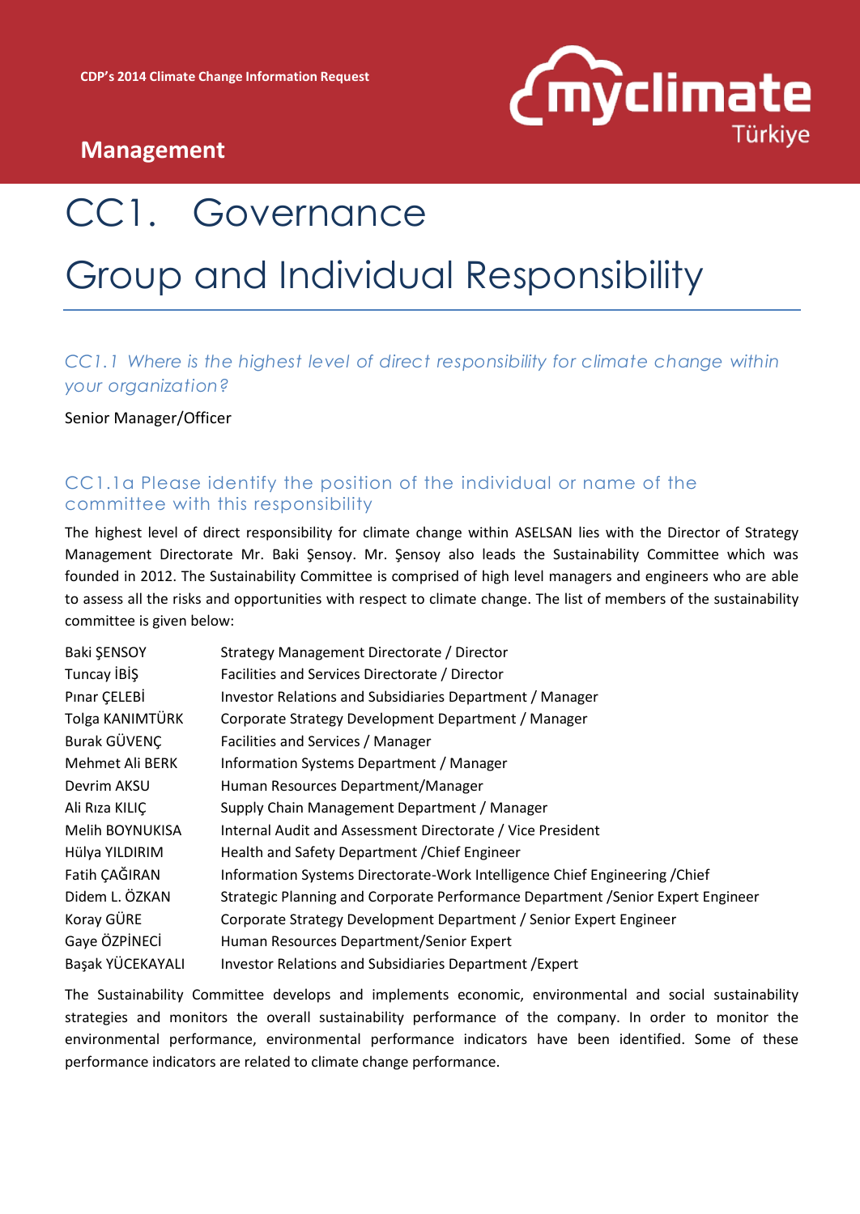## Management

# CC1. Governance

# Group and Individual Responsibility

### *CC1.1 Where is the highest level of direct responsibility for climate change within your organization?*

Senior Manager/Officer

### CC1.1a Please identify the position of the individual or name of the committee with this responsibility

The highest level of direct responsibility for climate change within ASELSAN lies with the Director of Strategy Management Directorate Mr. Baki Şensoy. Mr. Şensoy also leads the Sustainability Committee which was founded in 2012. The Sustainability Committee is comprised of high level managers and engineers who are able to assess all the risks and opportunities with respect to climate change. The list of members of the sustainability committee is given below:

| Name | Position |
|---|---|
| Baki ŞENSOY | Strategy Management Directorate / Director |
| Tuncay İBİŞ | Facilities and Services Directorate / Director |
| Pınar ÇELEBİ | Investor Relations and Subsidiaries Department / Manager |
| Tolga KANIMTÜRK | Corporate Strategy Development Department / Manager |
| Burak GÜVENÇ | Facilities and Services / Manager |
| Mehmet Ali BERK | Information Systems Department / Manager |
| Devrim AKSU | Human Resources Department/Manager |
| Ali Rıza KILIÇ | Supply Chain Management Department / Manager |
| Melih BOYNUKISA | Internal Audit and Assessment Directorate / Vice President |
| Hülya YILDIRIM | Health and Safety Department /Chief Engineer |
| Fatih ÇAĞIRAN | Information Systems Directorate-Work Intelligence Chief Engineering /Chief |
| Didem L. ÖZKAN | Strategic Planning and Corporate Performance Department /Senior Expert Engineer |
| Koray GÜRE | Corporate Strategy Development Department / Senior Expert Engineer |
| Gaye ÖZPİNECİ | Human Resources Department/Senior Expert |
| Başak YÜCEKAYALI | Investor Relations and Subsidiaries Department /Expert |

The Sustainability Committee develops and implements economic, environmental and social sustainability strategies and monitors the overall sustainability performance of the company. In order to monitor the environmental performance, environmental performance indicators have been identified. Some of these performance indicators are related to climate change performance.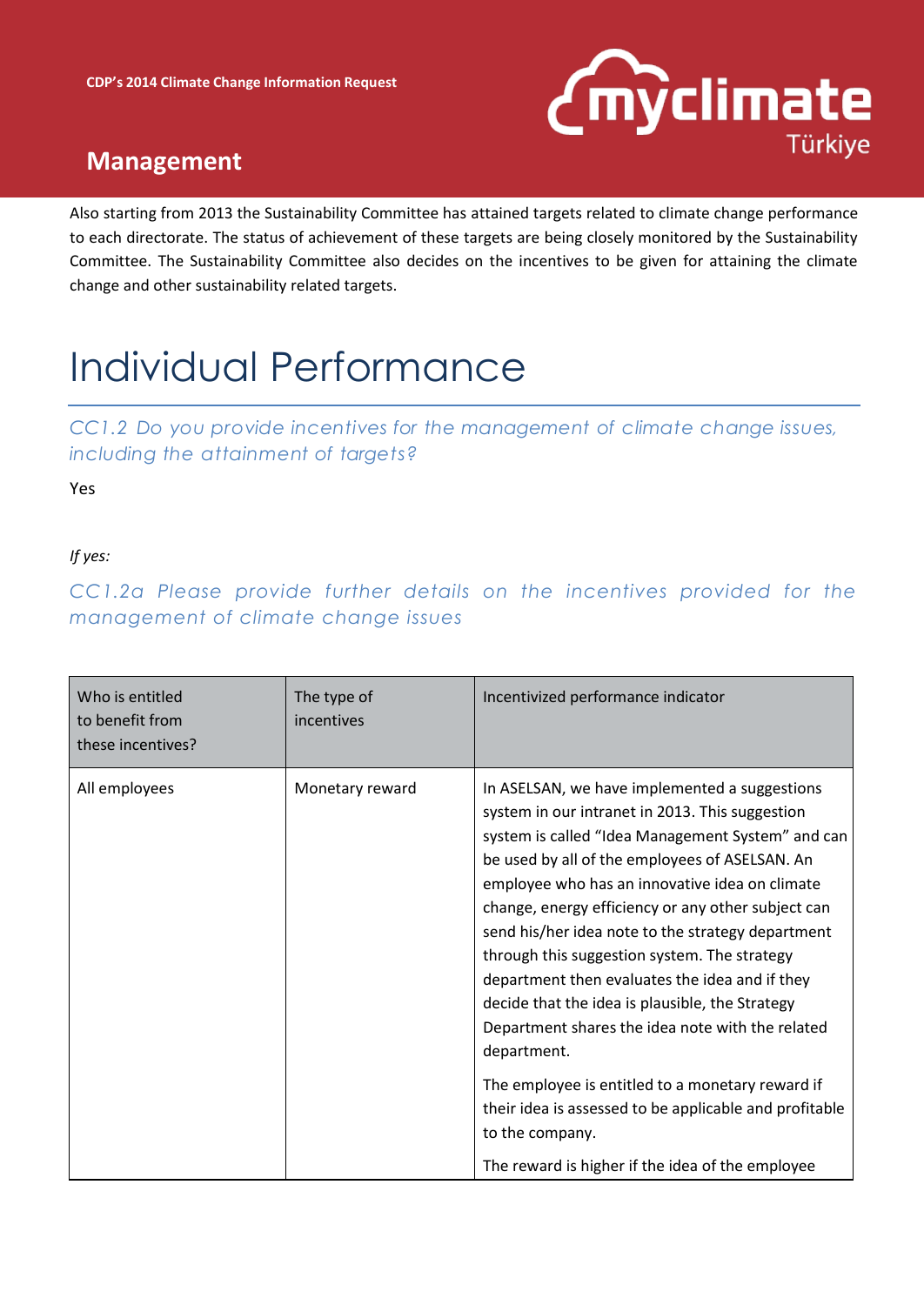## Management

Also starting from 2013 the Sustainability Committee has attained targets related to climate change performance to each directorate. The status of achievement of these targets are being closely monitored by the Sustainability Committee. The Sustainability Committee also decides on the incentives to be given for attaining the climate change and other sustainability related targets.

# Individual Performance

### CC1.2 Do you provide incentives for the management of climate change issues, including the attainment of targets?

Yes

*If yes:*

### CC1.2a Please provide further details on the incentives provided for the management of climate change issues

| Who is entitled to benefit from these incentives? | The type of incentives | Incentivized performance indicator |
|---|---|---|
| All employees | Monetary reward | In ASELSAN, we have implemented a suggestions system in our intranet in 2013. This suggestion system is called "Idea Management System" and can be used by all of the employees of ASELSAN. An employee who has an innovative idea on climate change, energy efficiency or any other subject can send his/her idea note to the strategy department through this suggestion system. The strategy department then evaluates the idea and if they decide that the idea is plausible, the Strategy Department shares the idea note with the related department. The employee is entitled to a monetary reward if their idea is assessed to be applicable and profitable to the company. The reward is higher if the idea of the employee |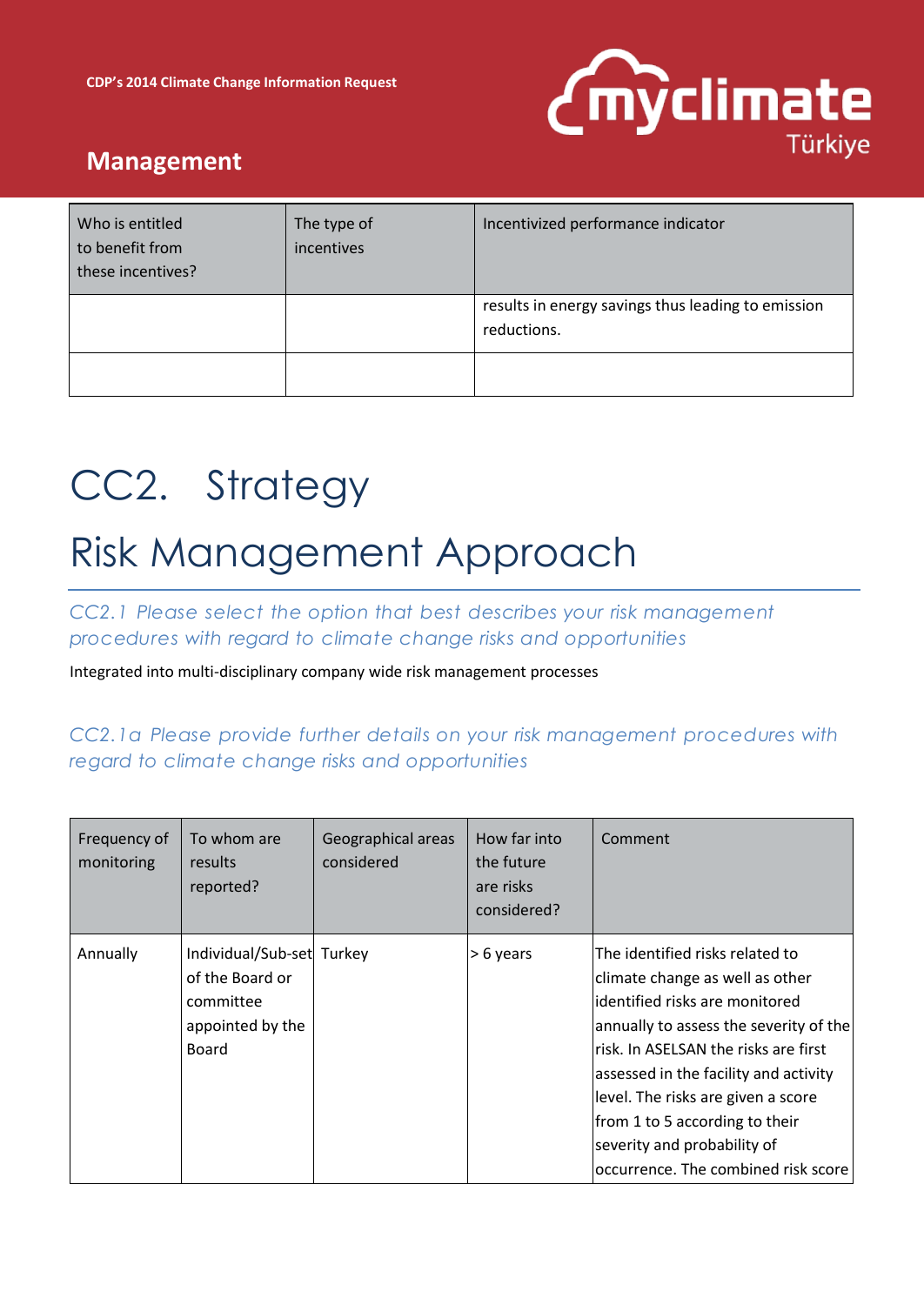## Management

| Who is entitled to benefit from these incentives? | The type of incentives | Incentivized performance indicator |
| --- | --- | --- |
| | | results in energy savings thus leading to emission reductions. |
| | | |

# CC2. Strategy

# Risk Management Approach

*CC2.1 Please select the option that best describes your risk management procedures with regard to climate change risks and opportunities*

Integrated into multi-disciplinary company wide risk management processes

*CC2.1a Please provide further details on your risk management procedures with regard to climate change risks and opportunities*

| Frequency of monitoring | To whom are results reported? | Geographical areas considered | How far into the future are risks considered? | Comment |
| --- | --- | --- | --- | --- |
| Annually | Individual/Sub-set of the Board or committee appointed by the Board | Turkey | > 6 years | The identified risks related to climate change as well as other identified risks are monitored annually to assess the severity of the risk. In ASELSAN the risks are first assessed in the facility and activity level. The risks are given a score from 1 to 5 according to their severity and probability of occurrence. The combined risk score |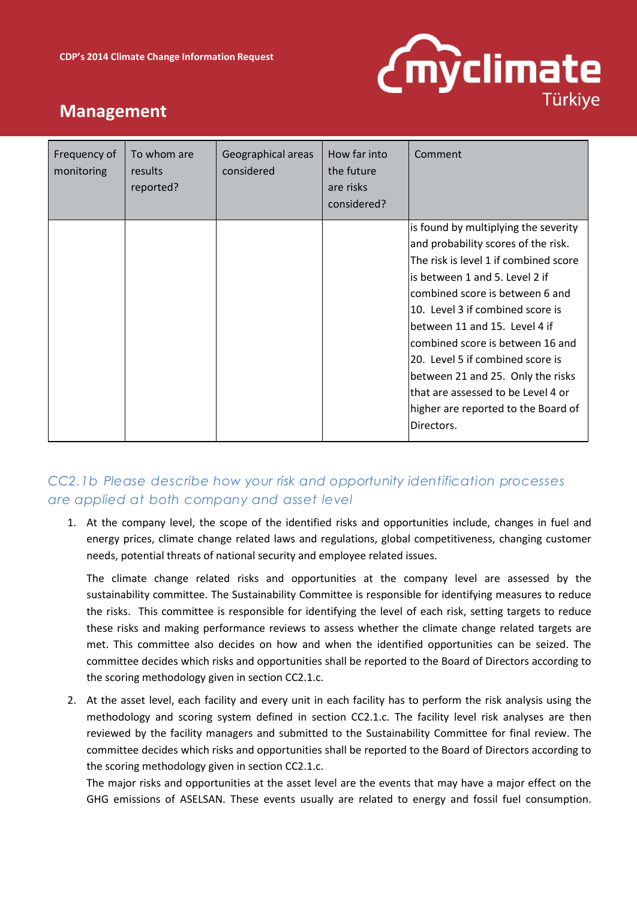| Frequency of monitoring | To whom are results reported? | Geographical areas considered | How far into the future are risks considered? | Comment |
|---|---|---|---|---|
| | | | | is found by multiplying the severity and probability scores of the risk. The risk is level 1 if combined score is between 1 and 5. Level 2 if combined score is between 6 and 10. Level 3 if combined score is between 11 and 15. Level 4 if combined score is between 16 and 20. Level 5 if combined score is between 21 and 25. Only the risks that are assessed to be Level 4 or higher are reported to the Board of Directors. |

## CC2.1b Please describe how your risk and opportunity identification processes are applied at both company and asset level

1. At the company level, the scope of the identified risks and opportunities include, changes in fuel and energy prices, climate change related laws and regulations, global competitiveness, changing customer needs, potential threats of national security and employee related issues.

   The climate change related risks and opportunities at the company level are assessed by the sustainability committee. The Sustainability Committee is responsible for identifying measures to reduce the risks. This committee is responsible for identifying the level of each risk, setting targets to reduce these risks and making performance reviews to assess whether the climate change related targets are met. This committee also decides on how and when the identified opportunities can be seized. The committee decides which risks and opportunities shall be reported to the Board of Directors according to the scoring methodology given in section CC2.1.c.

2. At the asset level, each facility and every unit in each facility has to perform the risk analysis using the methodology and scoring system defined in section CC2.1.c. The facility level risk analyses are then reviewed by the facility managers and submitted to the Sustainability Committee for final review. The committee decides which risks and opportunities shall be reported to the Board of Directors according to the scoring methodology given in section CC2.1.c.

   The major risks and opportunities at the asset level are the events that may have a major effect on the GHG emissions of ASELSAN. These events usually are related to energy and fossil fuel consumption.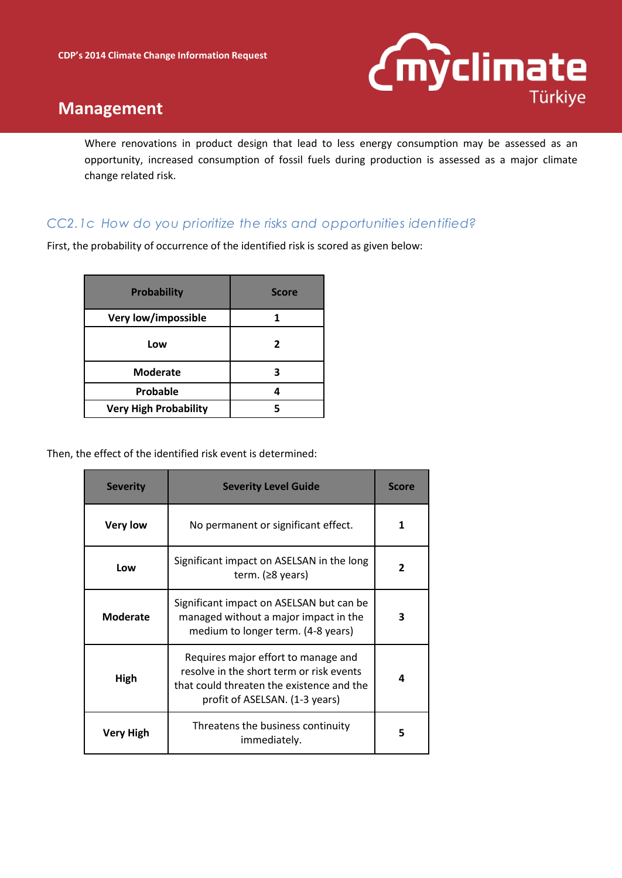## Management

Where renovations in product design that lead to less energy consumption may be assessed as an opportunity, increased consumption of fossil fuels during production is assessed as a major climate change related risk.

### *CC2.1c How do you prioritize the risks and opportunities identified?*

First, the probability of occurrence of the identified risk is scored as given below:

| Probability | Score |
|---|---|
| **Very low/impossible** | **1** |
| **Low** | **2** |
| **Moderate** | **3** |
| **Probable** | **4** |
| **Very High Probability** | **5** |

Then, the effect of the identified risk event is determined:

| Severity | Severity Level Guide | Score |
|---|---|---|
| **Very low** | No permanent or significant effect. | **1** |
| **Low** | Significant impact on ASELSAN in the long term. (≥8 years) | **2** |
| **Moderate** | Significant impact on ASELSAN but can be managed without a major impact in the medium to longer term. (4-8 years) | **3** |
| **High** | Requires major effort to manage and resolve in the short term or risk events that could threaten the existence and the profit of ASELSAN. (1-3 years) | **4** |
| **Very High** | Threatens the business continuity immediately. | **5** |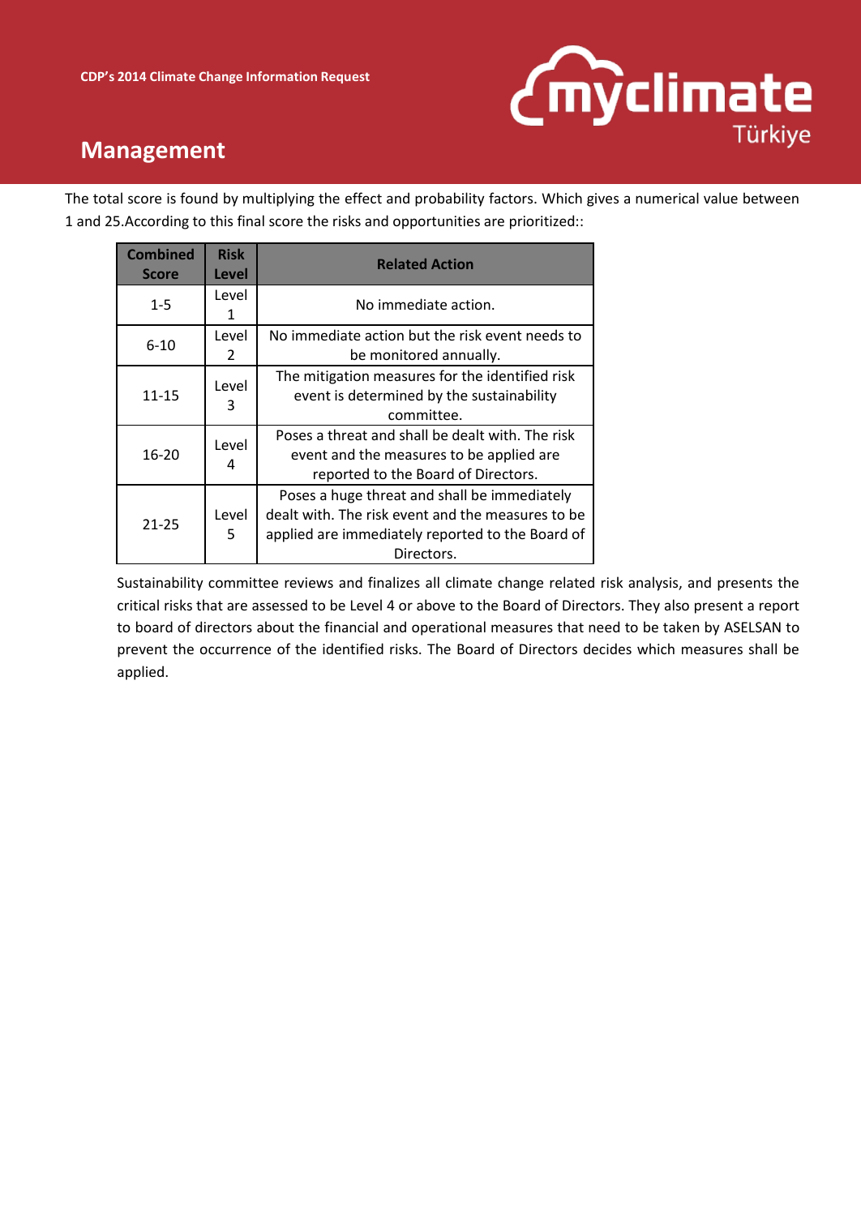## Management

The total score is found by multiplying the effect and probability factors. Which gives a numerical value between 1 and 25.According to this final score the risks and opportunities are prioritized::

| Combined Score | Risk Level | Related Action |
|---|---|---|
| 1-5 | Level 1 | No immediate action. |
| 6-10 | Level 2 | No immediate action but the risk event needs to be monitored annually. |
| 11-15 | Level 3 | The mitigation measures for the identified risk event is determined by the sustainability committee. |
| 16-20 | Level 4 | Poses a threat and shall be dealt with. The risk event and the measures to be applied are reported to the Board of Directors. |
| 21-25 | Level 5 | Poses a huge threat and shall be immediately dealt with. The risk event and the measures to be applied are immediately reported to the Board of Directors. |

Sustainability committee reviews and finalizes all climate change related risk analysis, and presents the critical risks that are assessed to be Level 4 or above to the Board of Directors. They also present a report to board of directors about the financial and operational measures that need to be taken by ASELSAN to prevent the occurrence of the identified risks. The Board of Directors decides which measures shall be applied.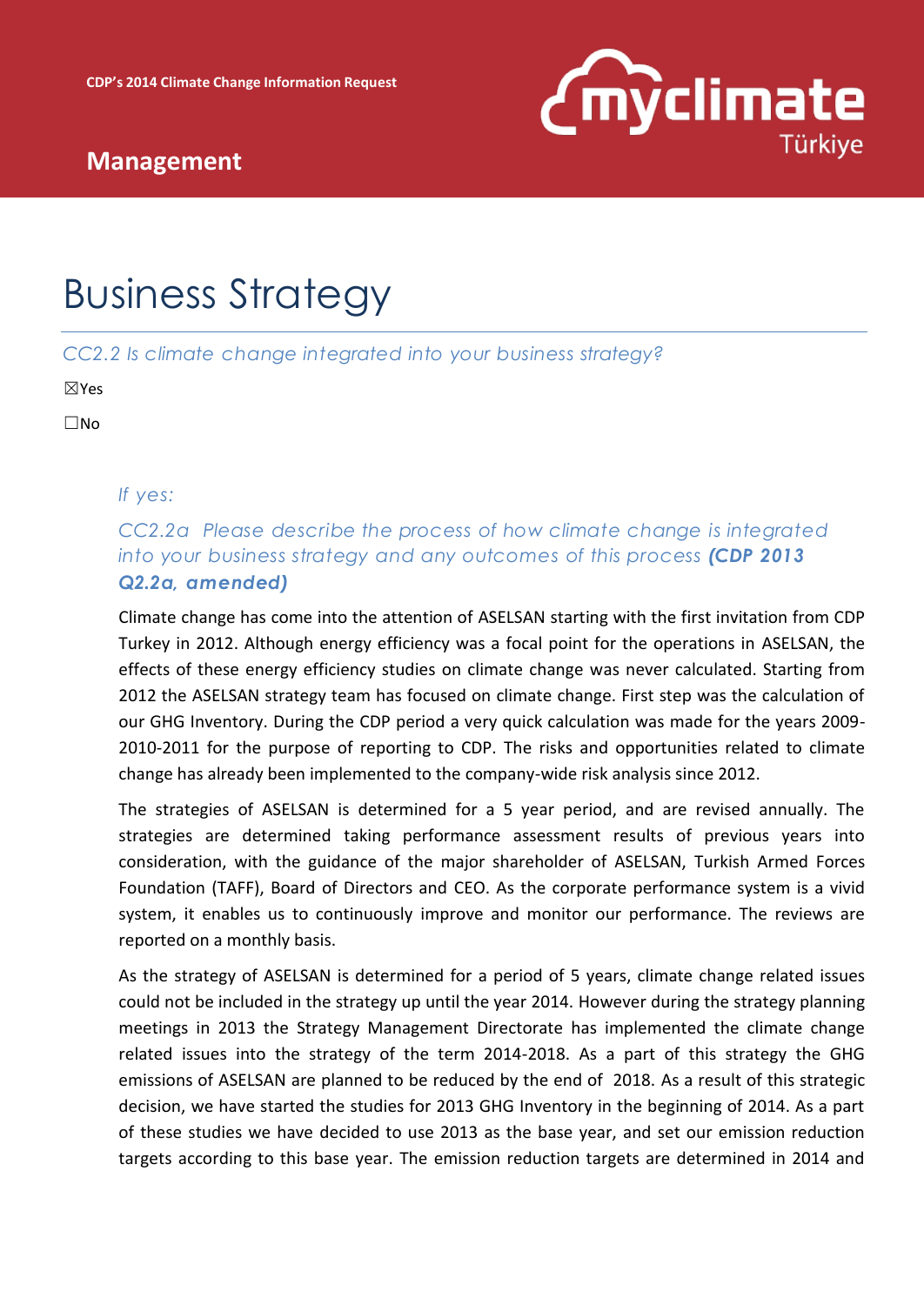## Management

# Business Strategy

*CC2.2 Is climate change integrated into your business strategy?*

☒Yes

☐No

*If yes:*

*CC2.2a Please describe the process of how climate change is integrated into your business strategy and any outcomes of this process* ***(CDP 2013 Q2.2a, amended)***

Climate change has come into the attention of ASELSAN starting with the first invitation from CDP Turkey in 2012. Although energy efficiency was a focal point for the operations in ASELSAN, the effects of these energy efficiency studies on climate change was never calculated. Starting from 2012 the ASELSAN strategy team has focused on climate change. First step was the calculation of our GHG Inventory. During the CDP period a very quick calculation was made for the years 2009-2010-2011 for the purpose of reporting to CDP. The risks and opportunities related to climate change has already been implemented to the company-wide risk analysis since 2012.

The strategies of ASELSAN is determined for a 5 year period, and are revised annually. The strategies are determined taking performance assessment results of previous years into consideration, with the guidance of the major shareholder of ASELSAN, Turkish Armed Forces Foundation (TAFF), Board of Directors and CEO. As the corporate performance system is a vivid system, it enables us to continuously improve and monitor our performance. The reviews are reported on a monthly basis.

As the strategy of ASELSAN is determined for a period of 5 years, climate change related issues could not be included in the strategy up until the year 2014. However during the strategy planning meetings in 2013 the Strategy Management Directorate has implemented the climate change related issues into the strategy of the term 2014-2018. As a part of this strategy the GHG emissions of ASELSAN are planned to be reduced by the end of 2018. As a result of this strategic decision, we have started the studies for 2013 GHG Inventory in the beginning of 2014. As a part of these studies we have decided to use 2013 as the base year, and set our emission reduction targets according to this base year. The emission reduction targets are determined in 2014 and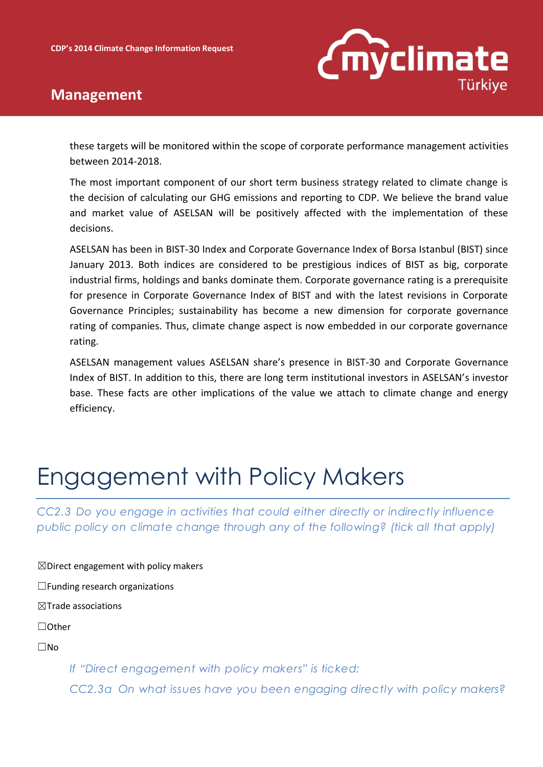these targets will be monitored within the scope of corporate performance management activities between 2014-2018.

The most important component of our short term business strategy related to climate change is the decision of calculating our GHG emissions and reporting to CDP. We believe the brand value and market value of ASELSAN will be positively affected with the implementation of these decisions.

ASELSAN has been in BIST-30 Index and Corporate Governance Index of Borsa Istanbul (BIST) since January 2013. Both indices are considered to be prestigious indices of BIST as big, corporate industrial firms, holdings and banks dominate them. Corporate governance rating is a prerequisite for presence in Corporate Governance Index of BIST and with the latest revisions in Corporate Governance Principles; sustainability has become a new dimension for corporate governance rating of companies. Thus, climate change aspect is now embedded in our corporate governance rating.

ASELSAN management values ASELSAN share's presence in BIST-30 and Corporate Governance Index of BIST. In addition to this, there are long term institutional investors in ASELSAN's investor base. These facts are other implications of the value we attach to climate change and energy efficiency.

# Engagement with Policy Makers

*CC2.3 Do you engage in activities that could either directly or indirectly influence public policy on climate change through any of the following? (tick all that apply)*

☒Direct engagement with policy makers

☐Funding research organizations

☒Trade associations

☐Other

☐No

*If "Direct engagement with policy makers" is ticked:*

*CC2.3a On what issues have you been engaging directly with policy makers?*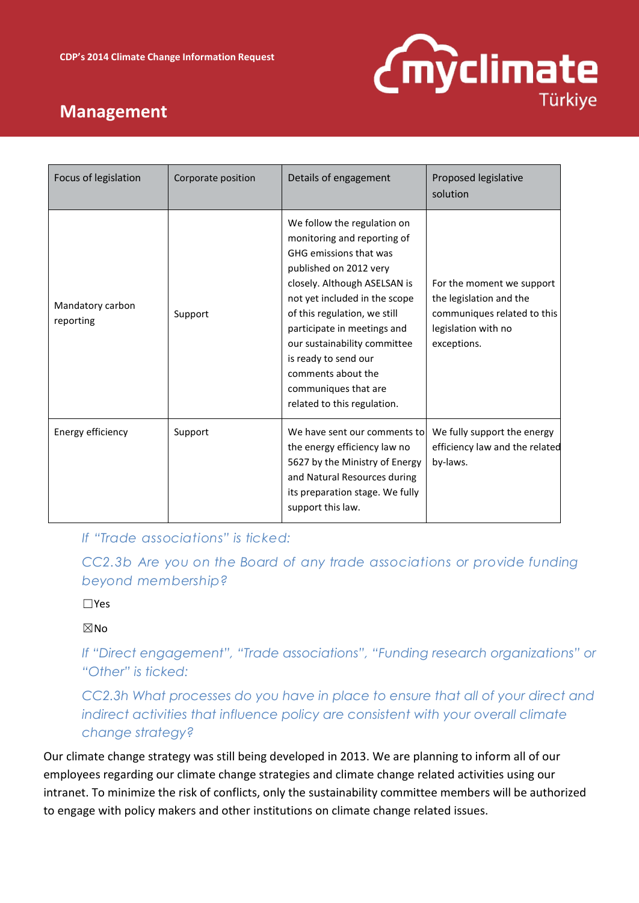## Management

| Focus of legislation | Corporate position | Details of engagement | Proposed legislative solution |
|---|---|---|---|
| Mandatory carbon reporting | Support | We follow the regulation on monitoring and reporting of GHG emissions that was published on 2012 very closely. Although ASELSAN is not yet included in the scope of this regulation, we still participate in meetings and our sustainability committee is ready to send our comments about the communiques that are related to this regulation. | For the moment we support the legislation and the communiques related to this legislation with no exceptions. |
| Energy efficiency | Support | We have sent our comments to the energy efficiency law no 5627 by the Ministry of Energy and Natural Resources during its preparation stage. We fully support this law. | We fully support the energy efficiency law and the related by-laws. |

*If "Trade associations" is ticked:*

*CC2.3b Are you on the Board of any trade associations or provide funding beyond membership?*

☐Yes

☒No

*If "Direct engagement", "Trade associations", "Funding research organizations" or "Other" is ticked:*

*CC2.3h What processes do you have in place to ensure that all of your direct and indirect activities that influence policy are consistent with your overall climate change strategy?*

Our climate change strategy was still being developed in 2013. We are planning to inform all of our employees regarding our climate change strategies and climate change related activities using our intranet. To minimize the risk of conflicts, only the sustainability committee members will be authorized to engage with policy makers and other institutions on climate change related issues.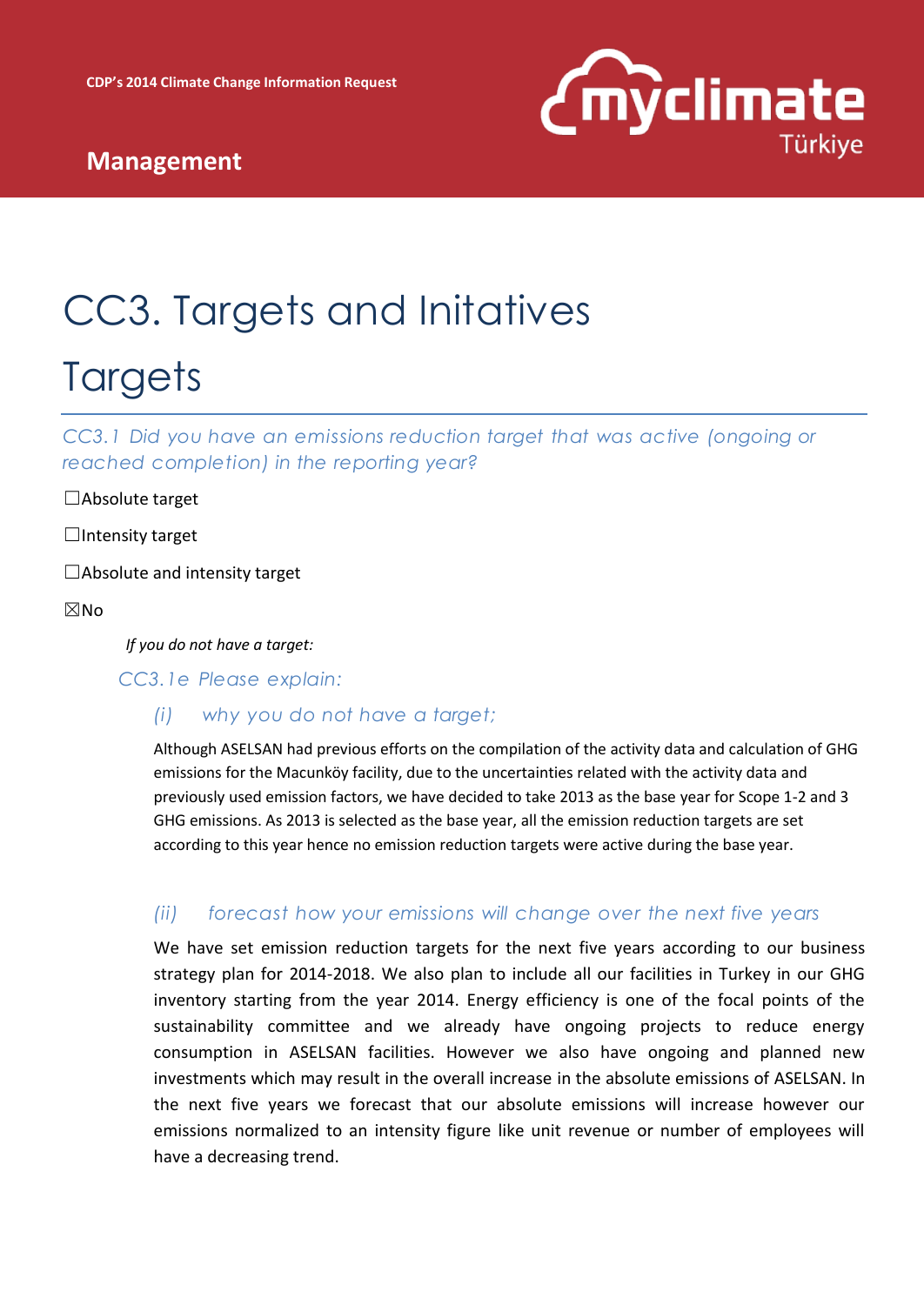# CC3. Targets and Initatives

## Targets

### CC3.1 Did you have an emissions reduction target that was active (ongoing or reached completion) in the reporting year?

☐Absolute target

☐Intensity target

☐Absolute and intensity target

☒No

*If you do not have a target:*

### CC3.1e Please explain:

#### (i) why you do not have a target;

Although ASELSAN had previous efforts on the compilation of the activity data and calculation of GHG emissions for the Macunköy facility, due to the uncertainties related with the activity data and previously used emission factors, we have decided to take 2013 as the base year for Scope 1-2 and 3 GHG emissions. As 2013 is selected as the base year, all the emission reduction targets are set according to this year hence no emission reduction targets were active during the base year.

#### (ii) forecast how your emissions will change over the next five years

We have set emission reduction targets for the next five years according to our business strategy plan for 2014-2018. We also plan to include all our facilities in Turkey in our GHG inventory starting from the year 2014. Energy efficiency is one of the focal points of the sustainability committee and we already have ongoing projects to reduce energy consumption in ASELSAN facilities. However we also have ongoing and planned new investments which may result in the overall increase in the absolute emissions of ASELSAN. In the next five years we forecast that our absolute emissions will increase however our emissions normalized to an intensity figure like unit revenue or number of employees will have a decreasing trend.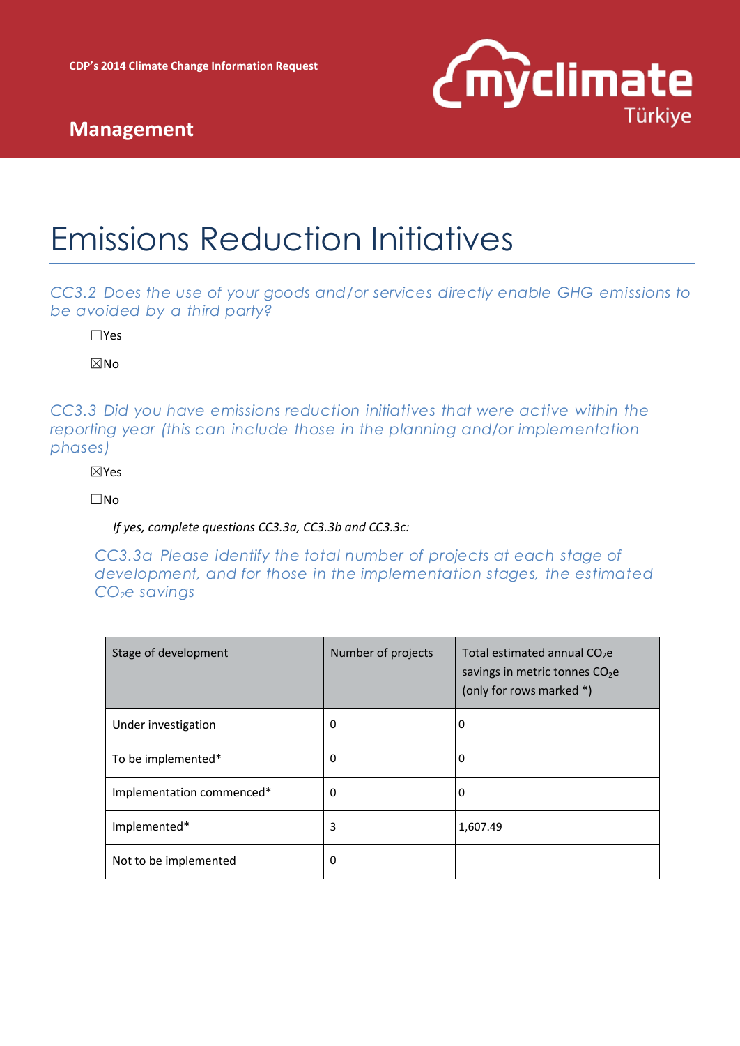# Emissions Reduction Initiatives

## CC3.2 Does the use of your goods and/or services directly enable GHG emissions to be avoided by a third party?

☐Yes

☒No

## CC3.3 Did you have emissions reduction initiatives that were active within the reporting year (this can include those in the planning and/or implementation phases)

☒Yes

☐No

*If yes, complete questions CC3.3a, CC3.3b and CC3.3c:*

### CC3.3a Please identify the total number of projects at each stage of development, and for those in the implementation stages, the estimated $CO_2e$ savings

| Stage of development | Number of projects | Total estimated annual $CO_2e$ savings in metric tonnes $CO_2e$ (only for rows marked *) |
|---|---|---|
| Under investigation | 0 | 0 |
| To be implemented* | 0 | 0 |
| Implementation commenced* | 0 | 0 |
| Implemented* | 3 | 1,607.49 |
| Not to be implemented | 0 | |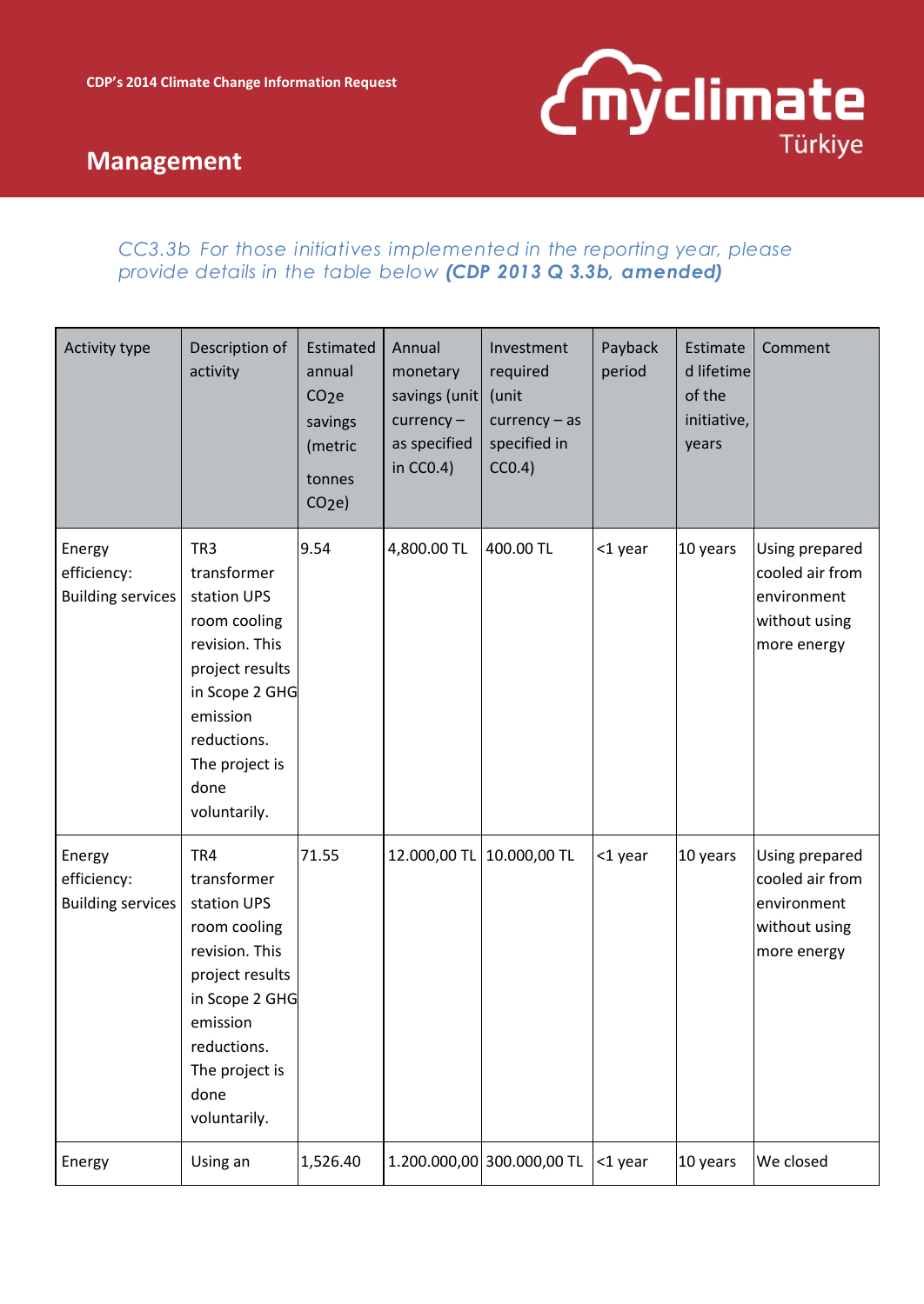CDP's 2014 Climate Change Information Request

## Management

*CC3.3b For those initiatives implemented in the reporting year, please provide details in the table below **(CDP 2013 Q 3.3b, amended)***

| Activity type | Description of activity | Estimated annual $CO_2e$ savings (metric tonnes $CO_2e$) | Annual monetary savings (unit currency – as specified in CC0.4) | Investment required (unit currency – as specified in CC0.4) | Payback period | Estimated lifetime of the initiative, years | Comment |
|---|---|---|---|---|---|---|---|
| Energy efficiency: Building services | TR3 transformer station UPS room cooling revision. This project results in Scope 2 GHG emission reductions. The project is done voluntarily. | 9.54 | 4,800.00 TL | 400.00 TL | <1 year | 10 years | Using prepared cooled air from environment without using more energy |
| Energy efficiency: Building services | TR4 transformer station UPS room cooling revision. This project results in Scope 2 GHG emission reductions. The project is done voluntarily. | 71.55 | 12.000,00 TL | 10.000,00 TL | <1 year | 10 years | Using prepared cooled air from environment without using more energy |
| Energy | Using an | 1,526.40 | 1.200.000,00 | 300.000,00 TL | <1 year | 10 years | We closed |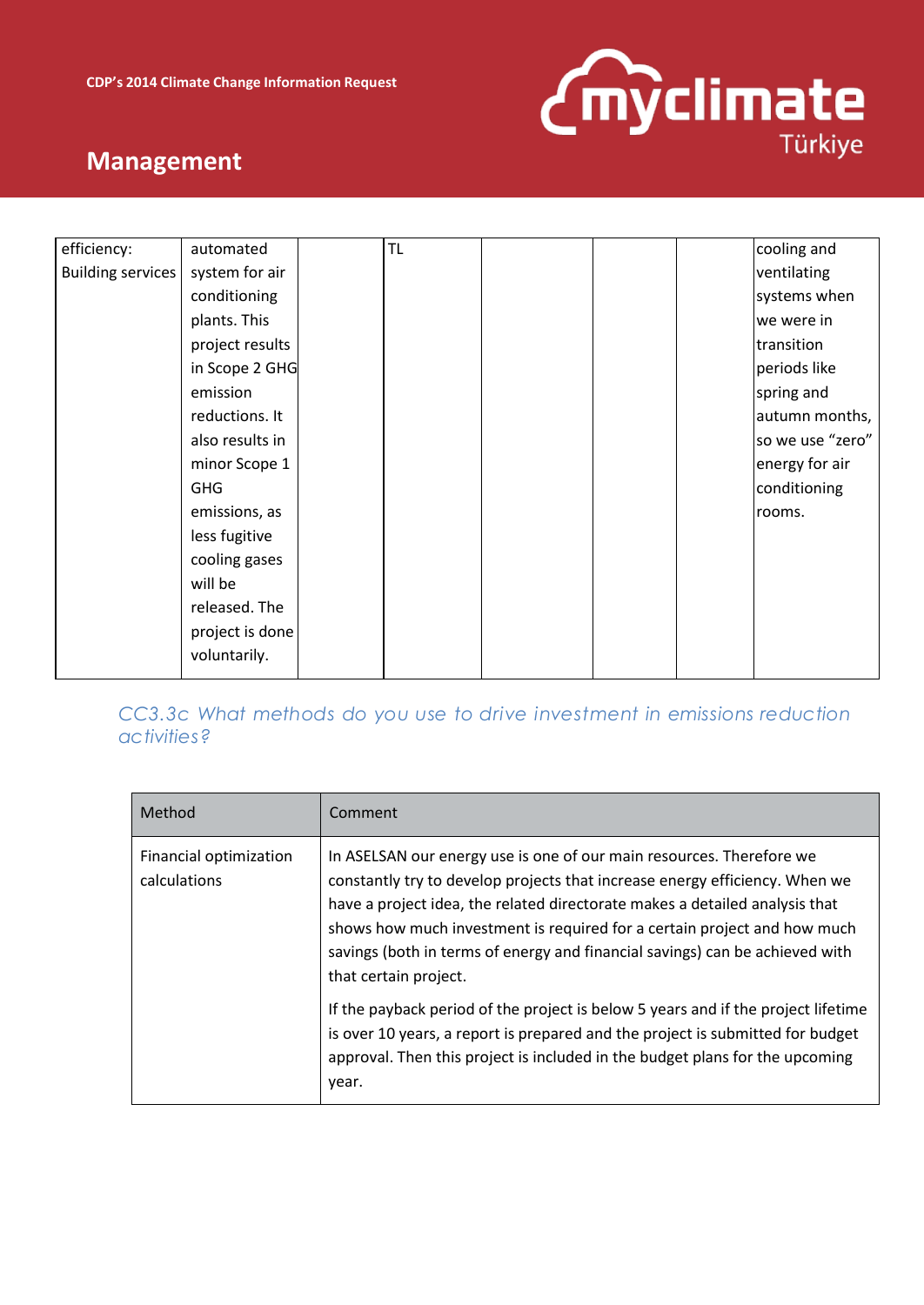| efficiency: Building services | automated system for air conditioning plants. This project results in Scope 2 GHG emission reductions. It also results in minor Scope 1 GHG emissions, as less fugitive cooling gases will be released. The project is done voluntarily. | | TL | | | | cooling and ventilating systems when we were in transition periods like spring and autumn months, so we use "zero" energy for air conditioning rooms. |
|---|---|---|---|---|---|---|---|

## CC3.3c What methods do you use to drive investment in emissions reduction activities?

| Method | Comment |
|---|---|
| Financial optimization calculations | In ASELSAN our energy use is one of our main resources. Therefore we constantly try to develop projects that increase energy efficiency. When we have a project idea, the related directorate makes a detailed analysis that shows how much investment is required for a certain project and how much savings (both in terms of energy and financial savings) can be achieved with that certain project.<br><br>If the payback period of the project is below 5 years and if the project lifetime is over 10 years, a report is prepared and the project is submitted for budget approval. Then this project is included in the budget plans for the upcoming year. |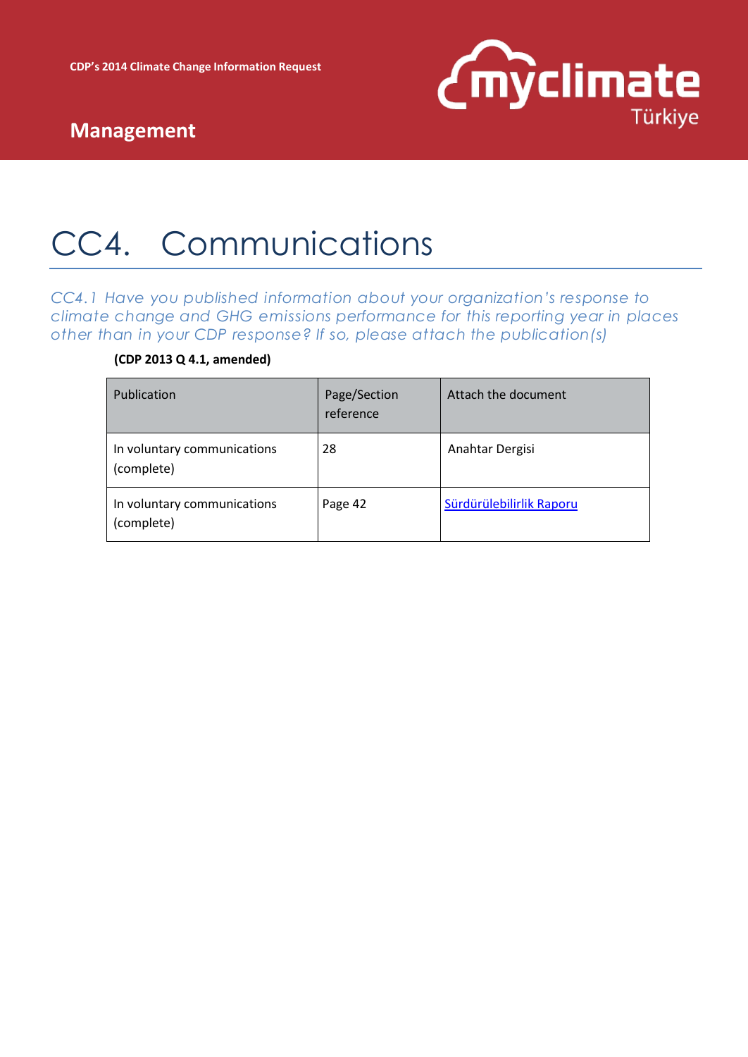# CC4. Communications

*CC4.1 Have you published information about your organization's response to climate change and GHG emissions performance for this reporting year in places other than in your CDP response? If so, please attach the publication(s)*

**(CDP 2013 Q 4.1, amended)**

| Publication | Page/Section reference | Attach the document |
|---|---|---|
| In voluntary communications (complete) | 28 | Anahtar Dergisi |
| In voluntary communications (complete) | Page 42 | Sürdürülebilirlik Raporu |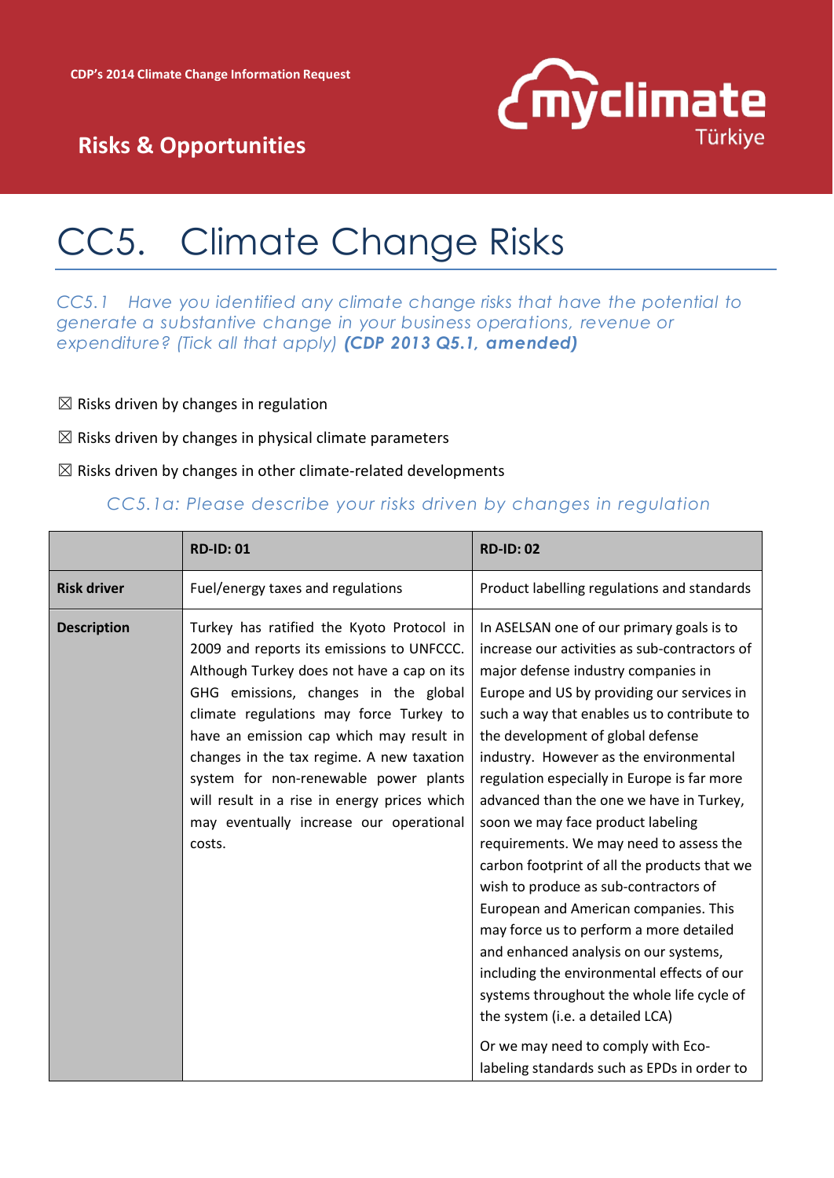# CC5. Climate Change Risks

*CC5.1 Have you identified any climate change risks that have the potential to generate a substantive change in your business operations, revenue or expenditure? (Tick all that apply)* ***(CDP 2013 Q5.1, amended)***

☒ Risks driven by changes in regulation

☒ Risks driven by changes in physical climate parameters

☒ Risks driven by changes in other climate-related developments

### *CC5.1a: Please describe your risks driven by changes in regulation*

| | RD-ID: 01 | RD-ID: 02 |
|---|---|---|
| **Risk driver** | Fuel/energy taxes and regulations | Product labelling regulations and standards |
| **Description** | Turkey has ratified the Kyoto Protocol in 2009 and reports its emissions to UNFCCC. Although Turkey does not have a cap on its GHG emissions, changes in the global climate regulations may force Turkey to have an emission cap which may result in changes in the tax regime. A new taxation system for non-renewable power plants will result in a rise in energy prices which may eventually increase our operational costs. | In ASELSAN one of our primary goals is to increase our activities as sub-contractors of major defense industry companies in Europe and US by providing our services in such a way that enables us to contribute to the development of global defense industry. However as the environmental regulation especially in Europe is far more advanced than the one we have in Turkey, soon we may face product labeling requirements. We may need to assess the carbon footprint of all the products that we wish to produce as sub-contractors of European and American companies. This may force us to perform a more detailed and enhanced analysis on our systems, including the environmental effects of our systems throughout the whole life cycle of the system (i.e. a detailed LCA)<br><br>Or we may need to comply with Eco-labeling standards such as EPDs in order to |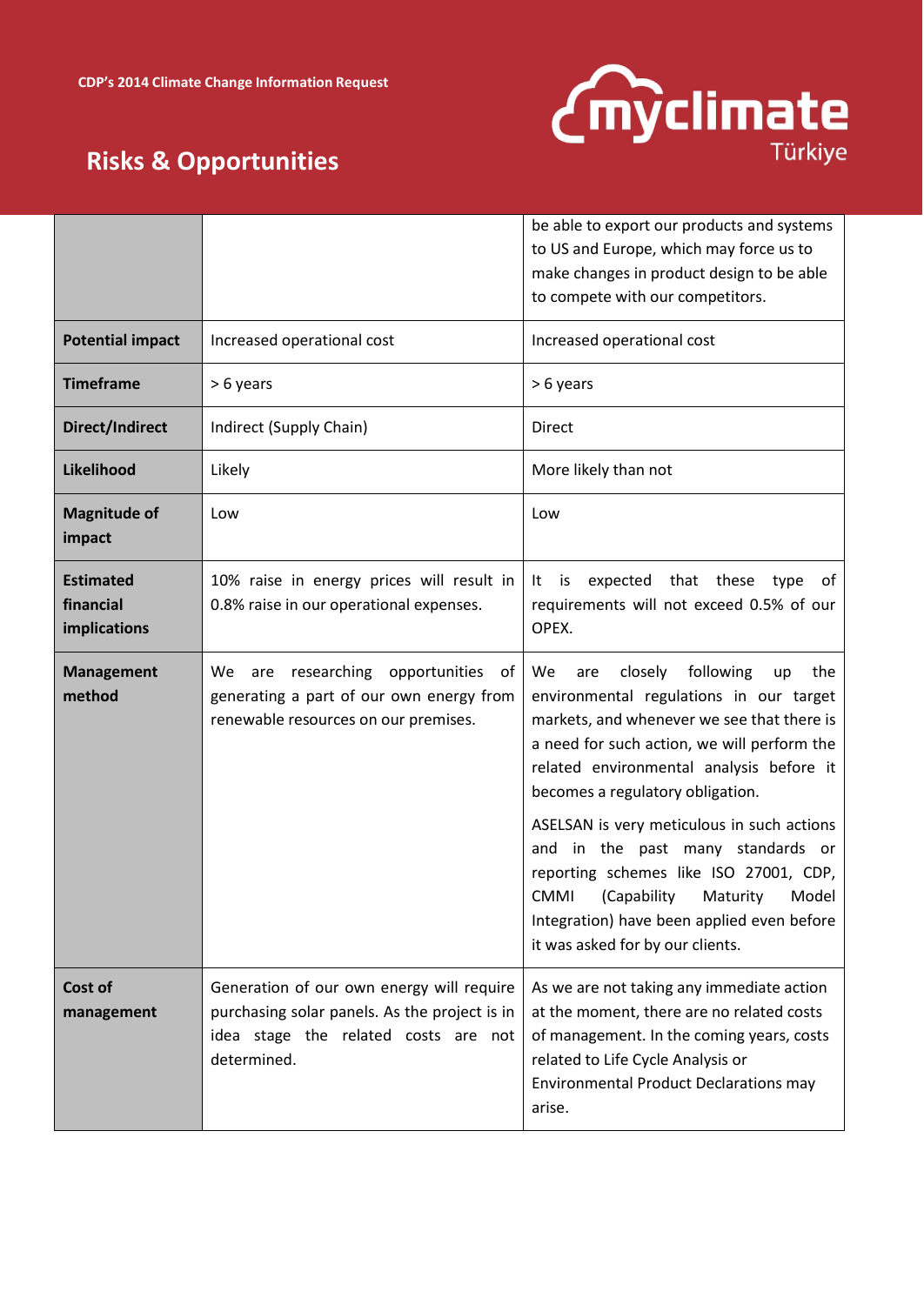| | | |
|---|---|---|
| | | be able to export our products and systems to US and Europe, which may force us to make changes in product design to be able to compete with our competitors. |
| **Potential impact** | Increased operational cost | Increased operational cost |
| **Timeframe** | > 6 years | > 6 years |
| **Direct/Indirect** | Indirect (Supply Chain) | Direct |
| **Likelihood** | Likely | More likely than not |
| **Magnitude of impact** | Low | Low |
| **Estimated financial implications** | 10% raise in energy prices will result in 0.8% raise in our operational expenses. | It is expected that these type of requirements will not exceed 0.5% of our OPEX. |
| **Management method** | We are researching opportunities of generating a part of our own energy from renewable resources on our premises. | We are closely following up the environmental regulations in our target markets, and whenever we see that there is a need for such action, we will perform the related environmental analysis before it becomes a regulatory obligation.<br><br>ASELSAN is very meticulous in such actions and in the past many standards or reporting schemes like ISO 27001, CDP, CMMI (Capability Maturity Model Integration) have been applied even before it was asked for by our clients. |
| **Cost of management** | Generation of our own energy will require purchasing solar panels. As the project is in idea stage the related costs are not determined. | As we are not taking any immediate action at the moment, there are no related costs of management. In the coming years, costs related to Life Cycle Analysis or Environmental Product Declarations may arise. |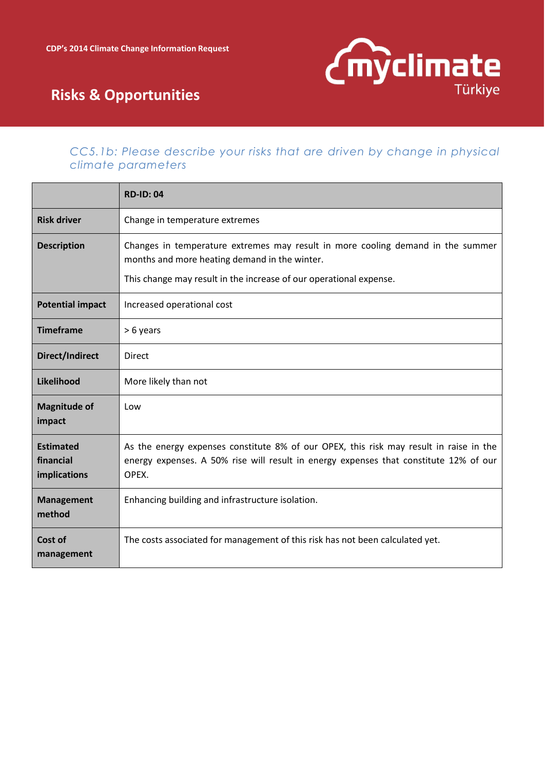### CC5.1b: Please describe your risks that are driven by change in physical climate parameters

| | RD-ID: 04 |
|---|---|
| **Risk driver** | Change in temperature extremes |
| **Description** | Changes in temperature extremes may result in more cooling demand in the summer months and more heating demand in the winter.<br>This change may result in the increase of our operational expense. |
| **Potential impact** | Increased operational cost |
| **Timeframe** | > 6 years |
| **Direct/Indirect** | Direct |
| **Likelihood** | More likely than not |
| **Magnitude of impact** | Low |
| **Estimated financial implications** | As the energy expenses constitute 8% of our OPEX, this risk may result in raise in the energy expenses. A 50% rise will result in energy expenses that constitute 12% of our OPEX. |
| **Management method** | Enhancing building and infrastructure isolation. |
| **Cost of management** | The costs associated for management of this risk has not been calculated yet. |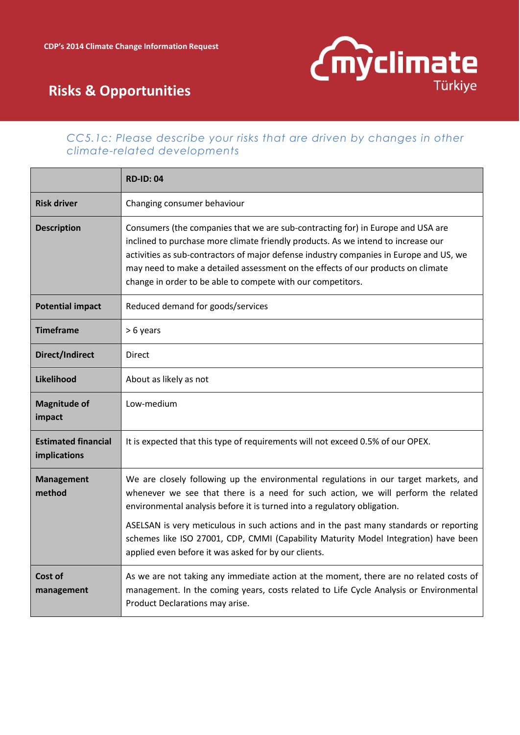## CC5.1c: Please describe your risks that are driven by changes in other climate-related developments

| | RD-ID: 04 |
|---|---|
| **Risk driver** | Changing consumer behaviour |
| **Description** | Consumers (the companies that we are sub-contracting for) in Europe and USA are inclined to purchase more climate friendly products. As we intend to increase our activities as sub-contractors of major defense industry companies in Europe and US, we may need to make a detailed assessment on the effects of our products on climate change in order to be able to compete with our competitors. |
| **Potential impact** | Reduced demand for goods/services |
| **Timeframe** | > 6 years |
| **Direct/Indirect** | Direct |
| **Likelihood** | About as likely as not |
| **Magnitude of impact** | Low-medium |
| **Estimated financial implications** | It is expected that this type of requirements will not exceed 0.5% of our OPEX. |
| **Management method** | We are closely following up the environmental regulations in our target markets, and whenever we see that there is a need for such action, we will perform the related environmental analysis before it is turned into a regulatory obligation.<br><br>ASELSAN is very meticulous in such actions and in the past many standards or reporting schemes like ISO 27001, CDP, CMMI (Capability Maturity Model Integration) have been applied even before it was asked for by our clients. |
| **Cost of management** | As we are not taking any immediate action at the moment, there are no related costs of management. In the coming years, costs related to Life Cycle Analysis or Environmental Product Declarations may arise. |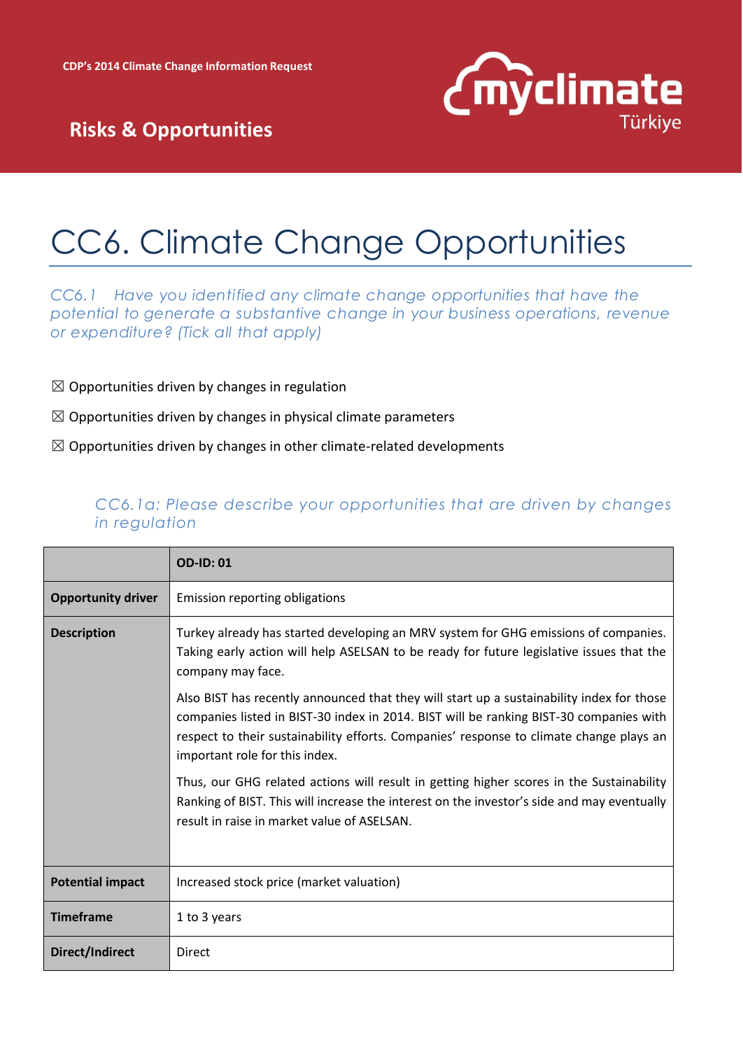# CC6. Climate Change Opportunities

*CC6.1 Have you identified any climate change opportunities that have the potential to generate a substantive change in your business operations, revenue or expenditure? (Tick all that apply)*

☒ Opportunities driven by changes in regulation

☒ Opportunities driven by changes in physical climate parameters

☒ Opportunities driven by changes in other climate-related developments

### *CC6.1a: Please describe your opportunities that are driven by changes in regulation*

| | **OD-ID: 01** |
|---|---|
| **Opportunity driver** | Emission reporting obligations |
| **Description** | Turkey already has started developing an MRV system for GHG emissions of companies. Taking early action will help ASELSAN to be ready for future legislative issues that the company may face.<br><br>Also BIST has recently announced that they will start up a sustainability index for those companies listed in BIST-30 index in 2014. BIST will be ranking BIST-30 companies with respect to their sustainability efforts. Companies' response to climate change plays an important role for this index.<br><br>Thus, our GHG related actions will result in getting higher scores in the Sustainability Ranking of BIST. This will increase the interest on the investor's side and may eventually result in raise in market value of ASELSAN. |
| **Potential impact** | Increased stock price (market valuation) |
| **Timeframe** | 1 to 3 years |
| **Direct/Indirect** | Direct |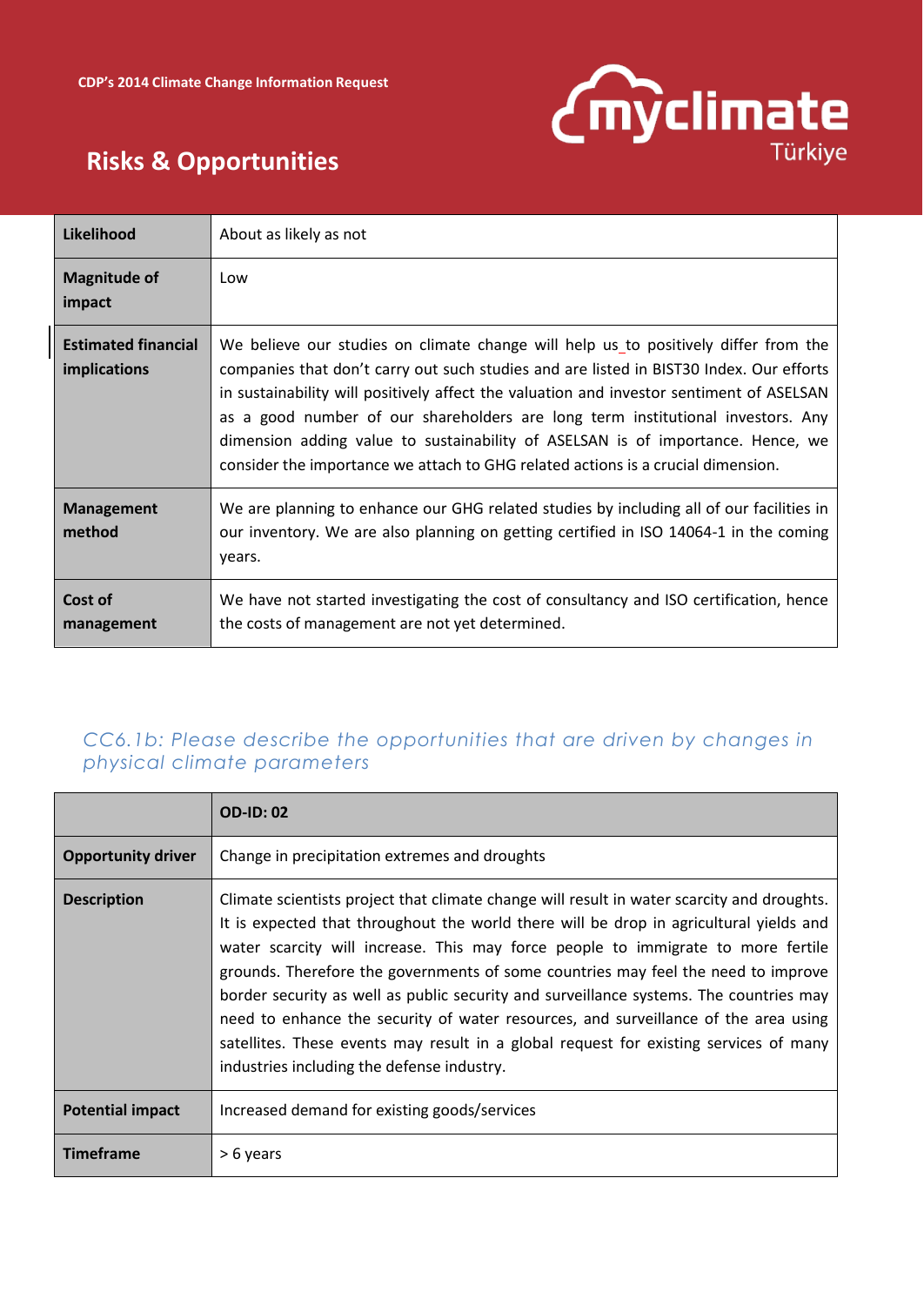| | |
|---|---|
| **Likelihood** | About as likely as not |
| **Magnitude of impact** | Low |
| **Estimated financial implications** | We believe our studies on climate change will help us to positively differ from the companies that don't carry out such studies and are listed in BIST30 Index. Our efforts in sustainability will positively affect the valuation and investor sentiment of ASELSAN as a good number of our shareholders are long term institutional investors. Any dimension adding value to sustainability of ASELSAN is of importance. Hence, we consider the importance we attach to GHG related actions is a crucial dimension. |
| **Management method** | We are planning to enhance our GHG related studies by including all of our facilities in our inventory. We are also planning on getting certified in ISO 14064-1 in the coming years. |
| **Cost of management** | We have not started investigating the cost of consultancy and ISO certification, hence the costs of management are not yet determined. |

### *CC6.1b: Please describe the opportunities that are driven by changes in physical climate parameters*

| | **OD-ID: 02** |
|---|---|
| **Opportunity driver** | Change in precipitation extremes and droughts |
| **Description** | Climate scientists project that climate change will result in water scarcity and droughts. It is expected that throughout the world there will be drop in agricultural yields and water scarcity will increase. This may force people to immigrate to more fertile grounds. Therefore the governments of some countries may feel the need to improve border security as well as public security and surveillance systems. The countries may need to enhance the security of water resources, and surveillance of the area using satellites. These events may result in a global request for existing services of many industries including the defense industry. |
| **Potential impact** | Increased demand for existing goods/services |
| **Timeframe** | > 6 years |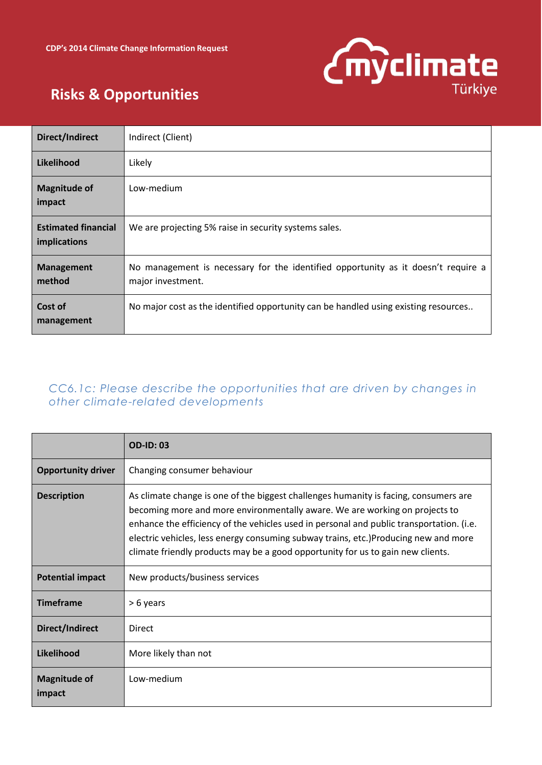| | |
|---|---|
| **Direct/Indirect** | Indirect (Client) |
| **Likelihood** | Likely |
| **Magnitude of impact** | Low-medium |
| **Estimated financial implications** | We are projecting 5% raise in security systems sales. |
| **Management method** | No management is necessary for the identified opportunity as it doesn't require a major investment. |
| **Cost of management** | No major cost as the identified opportunity can be handled using existing resources.. |

### *CC6.1c: Please describe the opportunities that are driven by changes in other climate-related developments*

| | **OD-ID: 03** |
|---|---|
| **Opportunity driver** | Changing consumer behaviour |
| **Description** | As climate change is one of the biggest challenges humanity is facing, consumers are becoming more and more environmentally aware. We are working on projects to enhance the efficiency of the vehicles used in personal and public transportation. (i.e. electric vehicles, less energy consuming subway trains, etc.)Producing new and more climate friendly products may be a good opportunity for us to gain new clients. |
| **Potential impact** | New products/business services |
| **Timeframe** | > 6 years |
| **Direct/Indirect** | Direct |
| **Likelihood** | More likely than not |
| **Magnitude of impact** | Low-medium |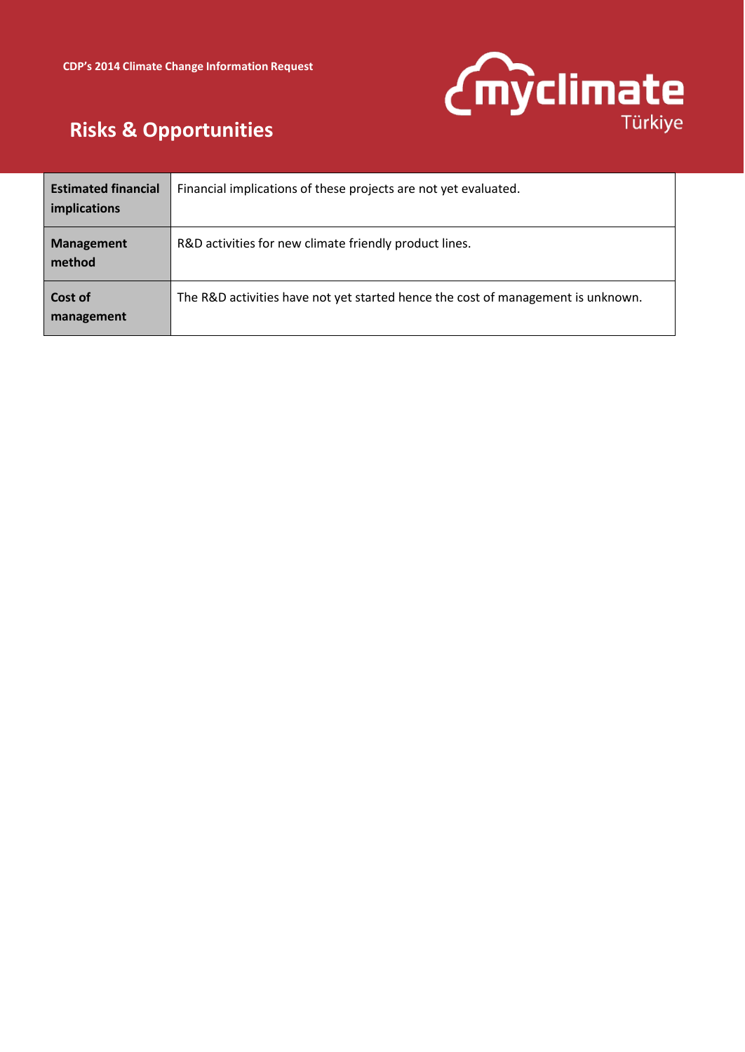| | |
|---|---|
| **Estimated financial implications** | Financial implications of these projects are not yet evaluated. |
| **Management method** | R&D activities for new climate friendly product lines. |
| **Cost of management** | The R&D activities have not yet started hence the cost of management is unknown. |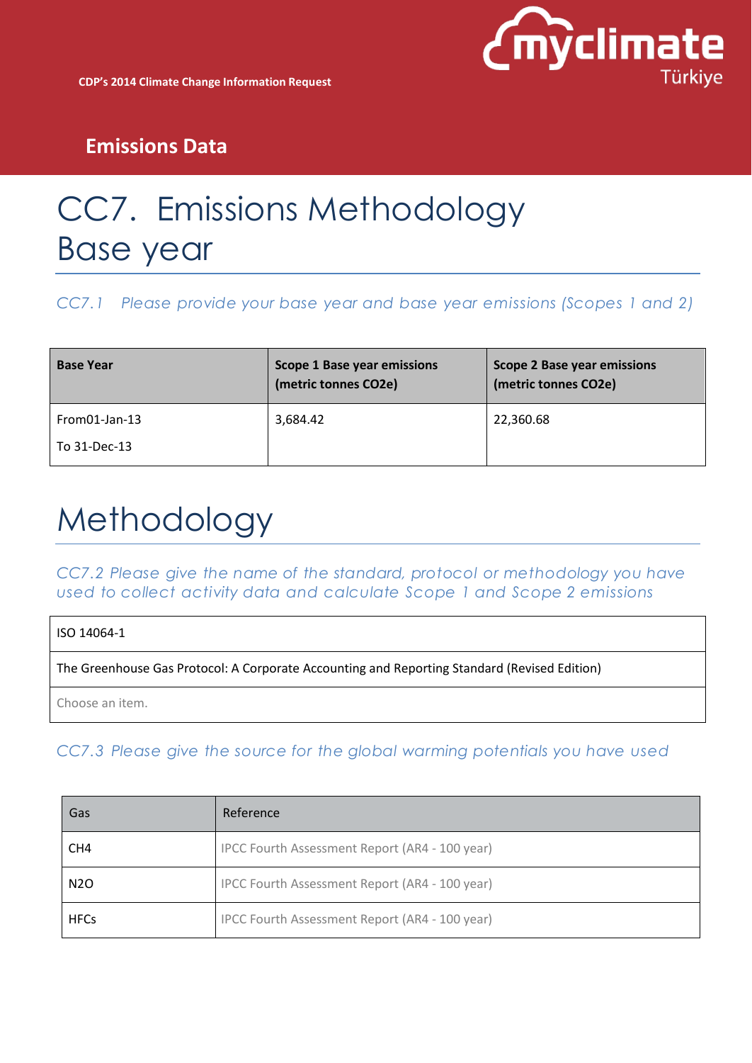## Emissions Data

# CC7. Emissions Methodology

# Base year

### *CC7.1 Please provide your base year and base year emissions (Scopes 1 and 2)*

| **Base Year** | **Scope 1 Base year emissions (metric tonnes CO2e)** | **Scope 2 Base year emissions (metric tonnes CO2e)** |
|---|---|---|
| From01-Jan-13<br>To 31-Dec-13 | 3,684.42 | 22,360.68 |

# Methodology

### *CC7.2 Please give the name of the standard, protocol or methodology you have used to collect activity data and calculate Scope 1 and Scope 2 emissions*

| ISO 14064-1 |
|---|
| The Greenhouse Gas Protocol: A Corporate Accounting and Reporting Standard (Revised Edition) |
| Choose an item. |

### *CC7.3 Please give the source for the global warming potentials you have used*

| Gas | Reference |
|---|---|
| $CH_4$ | IPCC Fourth Assessment Report (AR4 - 100 year) |
| $N_2O$ | IPCC Fourth Assessment Report (AR4 - 100 year) |
| HFCs | IPCC Fourth Assessment Report (AR4 - 100 year) |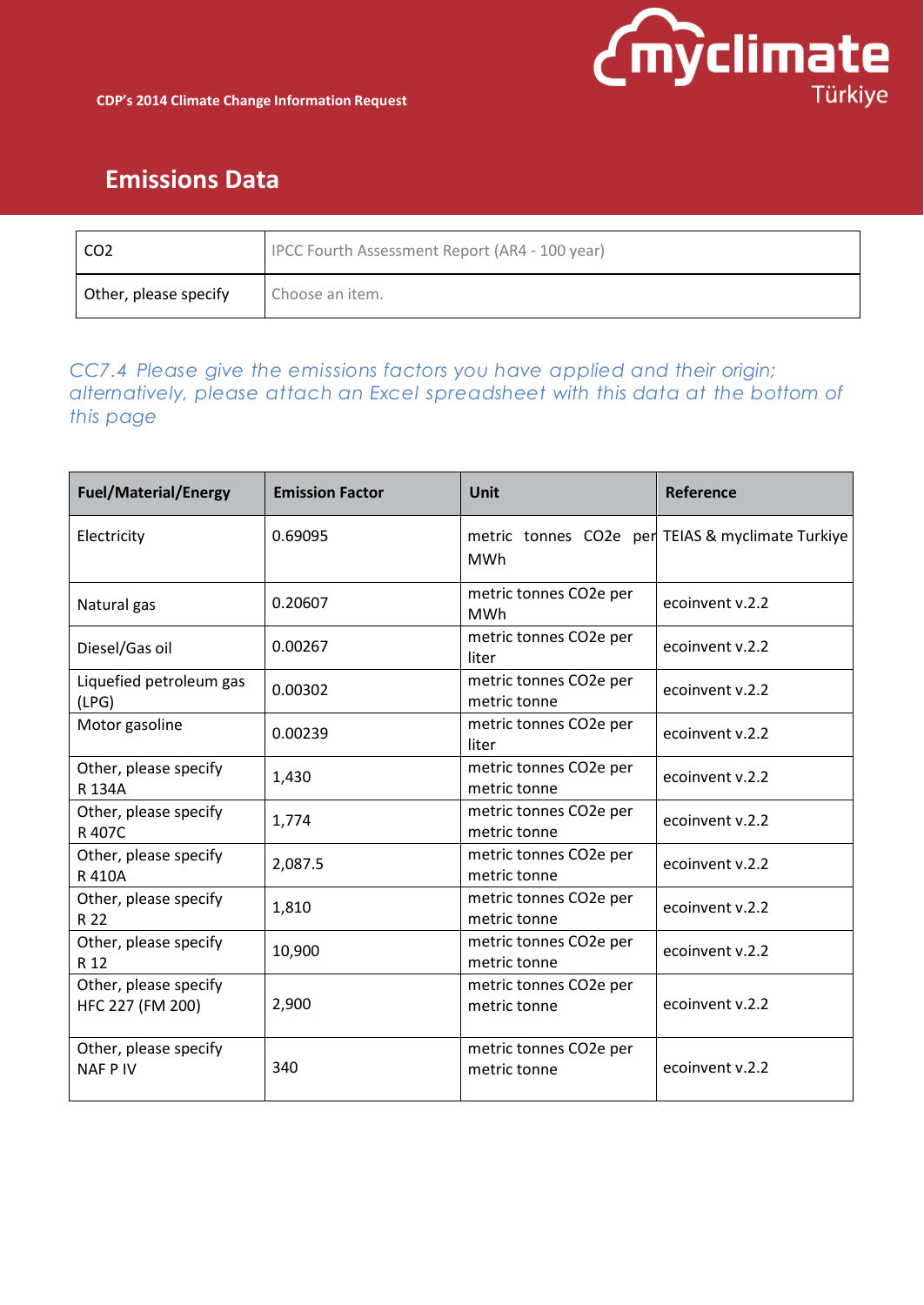## Emissions Data

| CO2 | IPCC Fourth Assessment Report (AR4 - 100 year) |
|---|---|
| Other, please specify | Choose an item. |

*CC7.4 Please give the emissions factors you have applied and their origin; alternatively, please attach an Excel spreadsheet with this data at the bottom of this page*

| Fuel/Material/Energy | Emission Factor | Unit | Reference |
|---|---|---|---|
| Electricity | 0.69095 | metric tonnes CO2e per MWh | TEIAS & myclimate Turkiye |
| Natural gas | 0.20607 | metric tonnes CO2e per MWh | ecoinvent v.2.2 |
| Diesel/Gas oil | 0.00267 | metric tonnes CO2e per liter | ecoinvent v.2.2 |
| Liquefied petroleum gas (LPG) | 0.00302 | metric tonnes CO2e per metric tonne | ecoinvent v.2.2 |
| Motor gasoline | 0.00239 | metric tonnes CO2e per liter | ecoinvent v.2.2 |
| Other, please specify R 134A | 1,430 | metric tonnes CO2e per metric tonne | ecoinvent v.2.2 |
| Other, please specify R 407C | 1,774 | metric tonnes CO2e per metric tonne | ecoinvent v.2.2 |
| Other, please specify R 410A | 2,087.5 | metric tonnes CO2e per metric tonne | ecoinvent v.2.2 |
| Other, please specify R 22 | 1,810 | metric tonnes CO2e per metric tonne | ecoinvent v.2.2 |
| Other, please specify R 12 | 10,900 | metric tonnes CO2e per metric tonne | ecoinvent v.2.2 |
| Other, please specify HFC 227 (FM 200) | 2,900 | metric tonnes CO2e per metric tonne | ecoinvent v.2.2 |
| Other, please specify NAF P IV | 340 | metric tonnes CO2e per metric tonne | ecoinvent v.2.2 |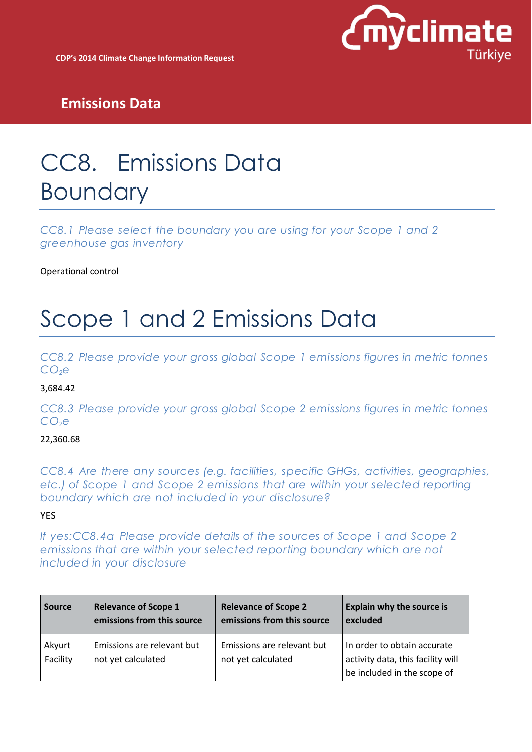# CC8. Emissions Data Boundary

*CC8.1 Please select the boundary you are using for your Scope 1 and 2 greenhouse gas inventory*

Operational control

# Scope 1 and 2 Emissions Data

*CC8.2 Please provide your gross global Scope 1 emissions figures in metric tonnes $CO_2e$*

3,684.42

*CC8.3 Please provide your gross global Scope 2 emissions figures in metric tonnes $CO_2e$*

22,360.68

*CC8.4 Are there any sources (e.g. facilities, specific GHGs, activities, geographies, etc.) of Scope 1 and Scope 2 emissions that are within your selected reporting boundary which are not included in your disclosure?*

YES

*If yes:CC8.4a Please provide details of the sources of Scope 1 and Scope 2 emissions that are within your selected reporting boundary which are not included in your disclosure*

| Source | Relevance of Scope 1 emissions from this source | Relevance of Scope 2 emissions from this source | Explain why the source is excluded |
|---|---|---|---|
| Akyurt Facility | Emissions are relevant but not yet calculated | Emissions are relevant but not yet calculated | In order to obtain accurate activity data, this facility will be included in the scope of |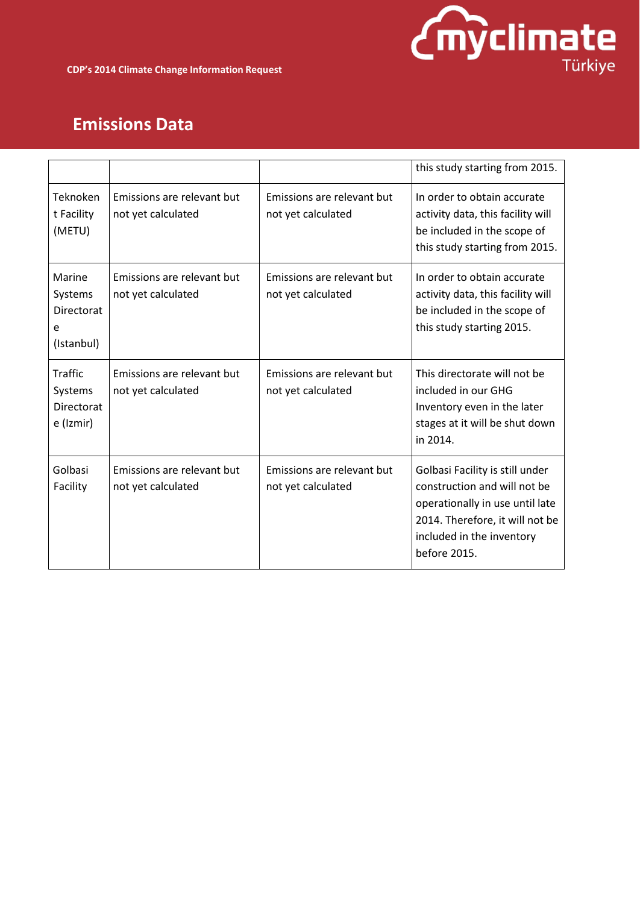## Emissions Data

| | | | |
|---|---|---|---|
| | | | this study starting from 2015. |
| Teknokent Facility (METU) | Emissions are relevant but not yet calculated | Emissions are relevant but not yet calculated | In order to obtain accurate activity data, this facility will be included in the scope of this study starting from 2015. |
| Marine Systems Directorate (Istanbul) | Emissions are relevant but not yet calculated | Emissions are relevant but not yet calculated | In order to obtain accurate activity data, this facility will be included in the scope of this study starting 2015. |
| Traffic Systems Directorate (Izmir) | Emissions are relevant but not yet calculated | Emissions are relevant but not yet calculated | This directorate will not be included in our GHG Inventory even in the later stages at it will be shut down in 2014. |
| Golbasi Facility | Emissions are relevant but not yet calculated | Emissions are relevant but not yet calculated | Golbasi Facility is still under construction and will not be operationally in use until late 2014. Therefore, it will not be included in the inventory before 2015. |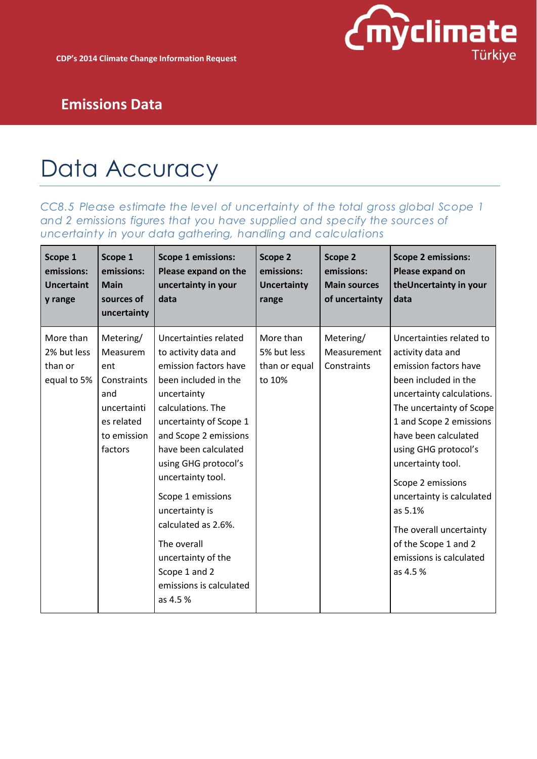CDP's 2014 Climate Change Information Request

## Emissions Data

# Data Accuracy

*CC8.5 Please estimate the level of uncertainty of the total gross global Scope 1 and 2 emissions figures that you have supplied and specify the sources of uncertainty in your data gathering, handling and calculations*

| Scope 1 emissions: Uncertainty range | Scope 1 emissions: Main sources of uncertainty | Scope 1 emissions: Please expand on the uncertainty in your data | Scope 2 emissions: Uncertainty range | Scope 2 emissions: Main sources of uncertainty | Scope 2 emissions: Please expand on theUncertainty in your data |
|---|---|---|---|---|---|
| More than 2% but less than or equal to 5% | Metering/ Measurement Constraints and uncertainties related to emission factors | Uncertainties related to activity data and emission factors have been included in the uncertainty calculations. The uncertainty of Scope 1 and Scope 2 emissions have been calculated using GHG protocol's uncertainty tool.<br><br>Scope 1 emissions uncertainty is calculated as 2.6%.<br><br>The overall uncertainty of the Scope 1 and 2 emissions is calculated as 4.5 % | More than 5% but less than or equal to 10% | Metering/ Measurement Constraints | Uncertainties related to activity data and emission factors have been included in the uncertainty calculations. The uncertainty of Scope 1 and Scope 2 emissions have been calculated using GHG protocol's uncertainty tool.<br><br>Scope 2 emissions uncertainty is calculated as 5.1%<br><br>The overall uncertainty of the Scope 1 and 2 emissions is calculated as 4.5 % |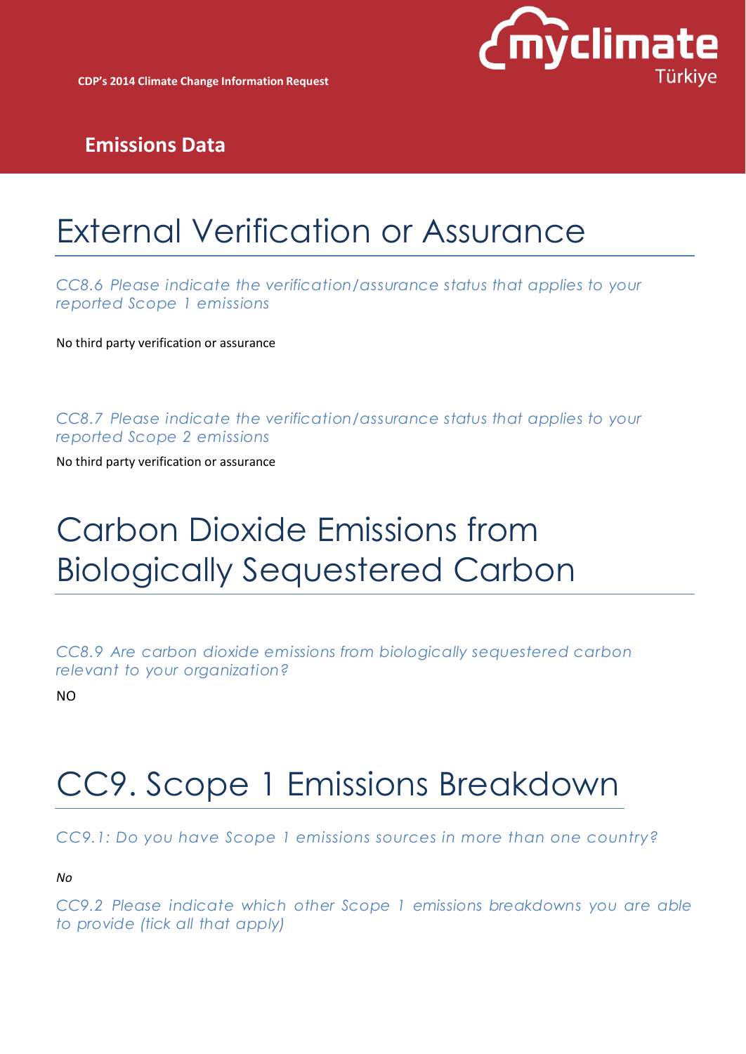## Emissions Data

# External Verification or Assurance

*CC8.6 Please indicate the verification/assurance status that applies to your reported Scope 1 emissions*

No third party verification or assurance

*CC8.7 Please indicate the verification/assurance status that applies to your reported Scope 2 emissions*

No third party verification or assurance

# Carbon Dioxide Emissions from Biologically Sequestered Carbon

*CC8.9 Are carbon dioxide emissions from biologically sequestered carbon relevant to your organization?*

NO

# CC9. Scope 1 Emissions Breakdown

*CC9.1: Do you have Scope 1 emissions sources in more than one country?*

*No*

*CC9.2 Please indicate which other Scope 1 emissions breakdowns you are able to provide (tick all that apply)*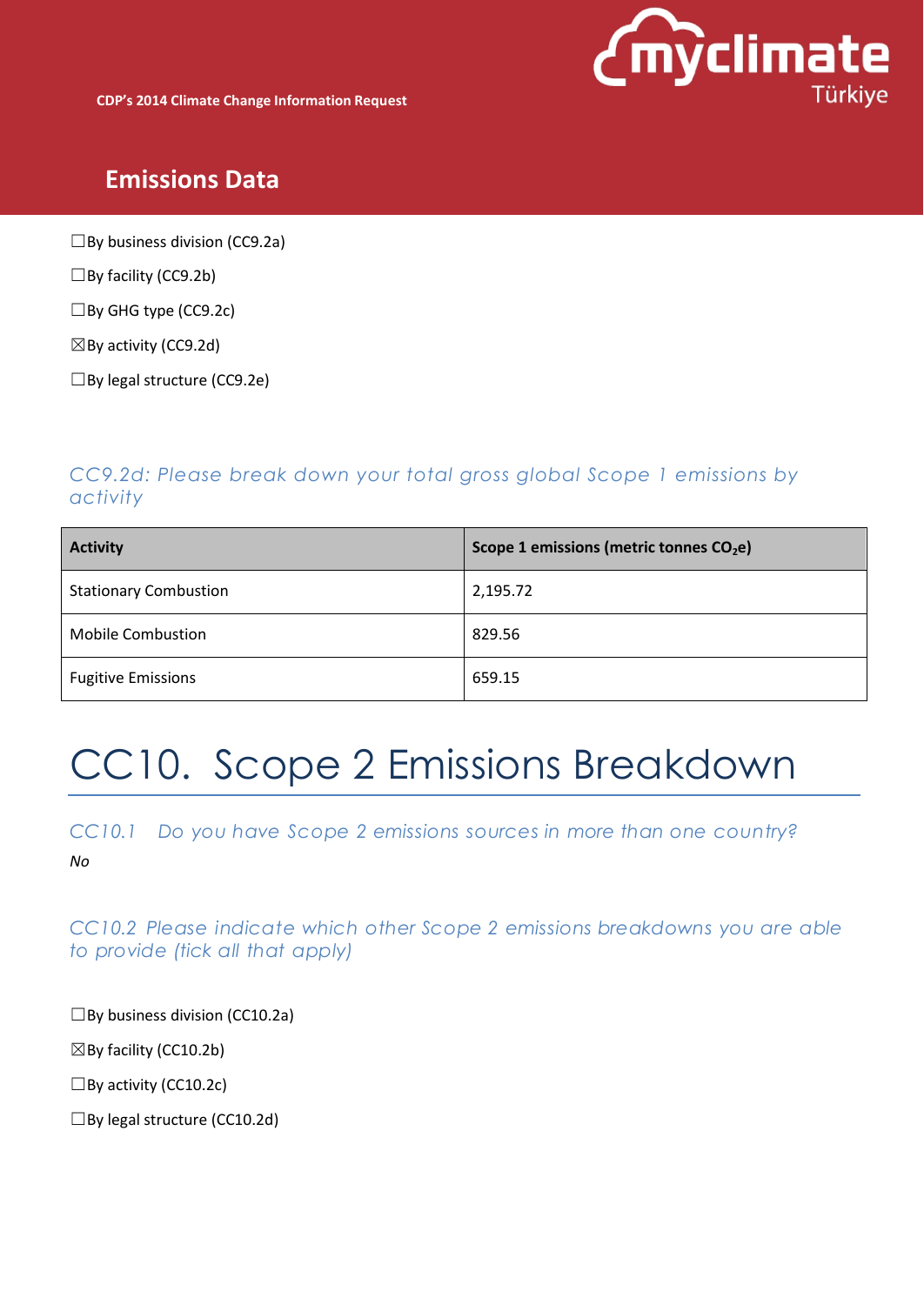## Emissions Data

☐By business division (CC9.2a)

☐By facility (CC9.2b)

☐By GHG type (CC9.2c)

☒By activity (CC9.2d)

☐By legal structure (CC9.2e)

### *CC9.2d: Please break down your total gross global Scope 1 emissions by activity*

| Activity | Scope 1 emissions (metric tonnes $CO_2$e) |
|---|---|
| Stationary Combustion | 2,195.72 |
| Mobile Combustion | 829.56 |
| Fugitive Emissions | 659.15 |

# CC10. Scope 2 Emissions Breakdown

### *CC10.1 Do you have Scope 2 emissions sources in more than one country?*

*No*

### *CC10.2 Please indicate which other Scope 2 emissions breakdowns you are able to provide (tick all that apply)*

☐By business division (CC10.2a)

☒By facility (CC10.2b)

☐By activity (CC10.2c)

☐By legal structure (CC10.2d)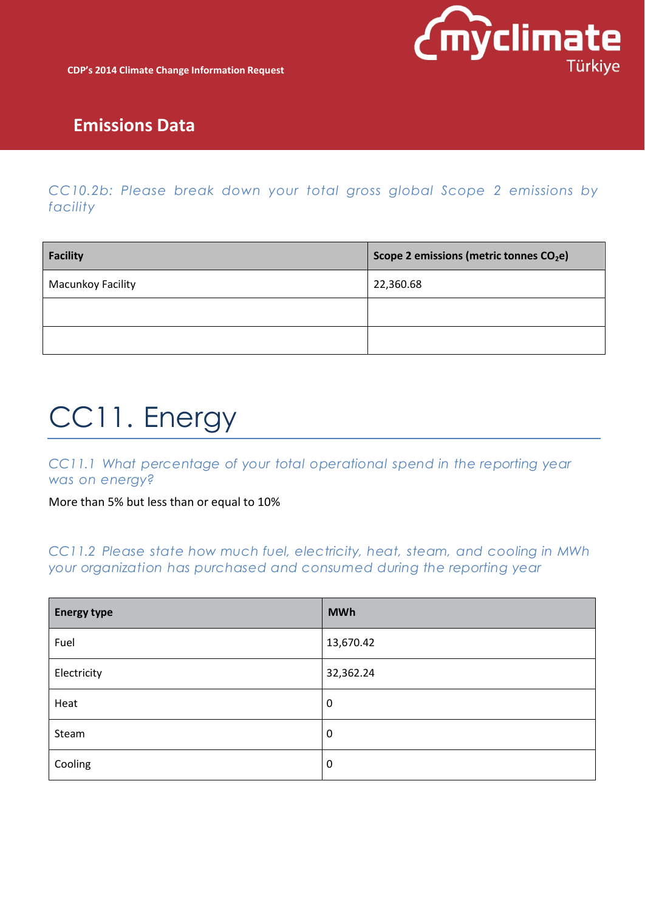## Emissions Data

*CC10.2b: Please break down your total gross global Scope 2 emissions by facility*

| Facility | Scope 2 emissions (metric tonnes $CO_2$e) |
|---|---|
| Macunkoy Facility | 22,360.68 |
| | |
| | |

# CC11. Energy

*CC11.1 What percentage of your total operational spend in the reporting year was on energy?*

More than 5% but less than or equal to 10%

*CC11.2 Please state how much fuel, electricity, heat, steam, and cooling in MWh your organization has purchased and consumed during the reporting year*

| Energy type | MWh |
|---|---|
| Fuel | 13,670.42 |
| Electricity | 32,362.24 |
| Heat | 0 |
| Steam | 0 |
| Cooling | 0 |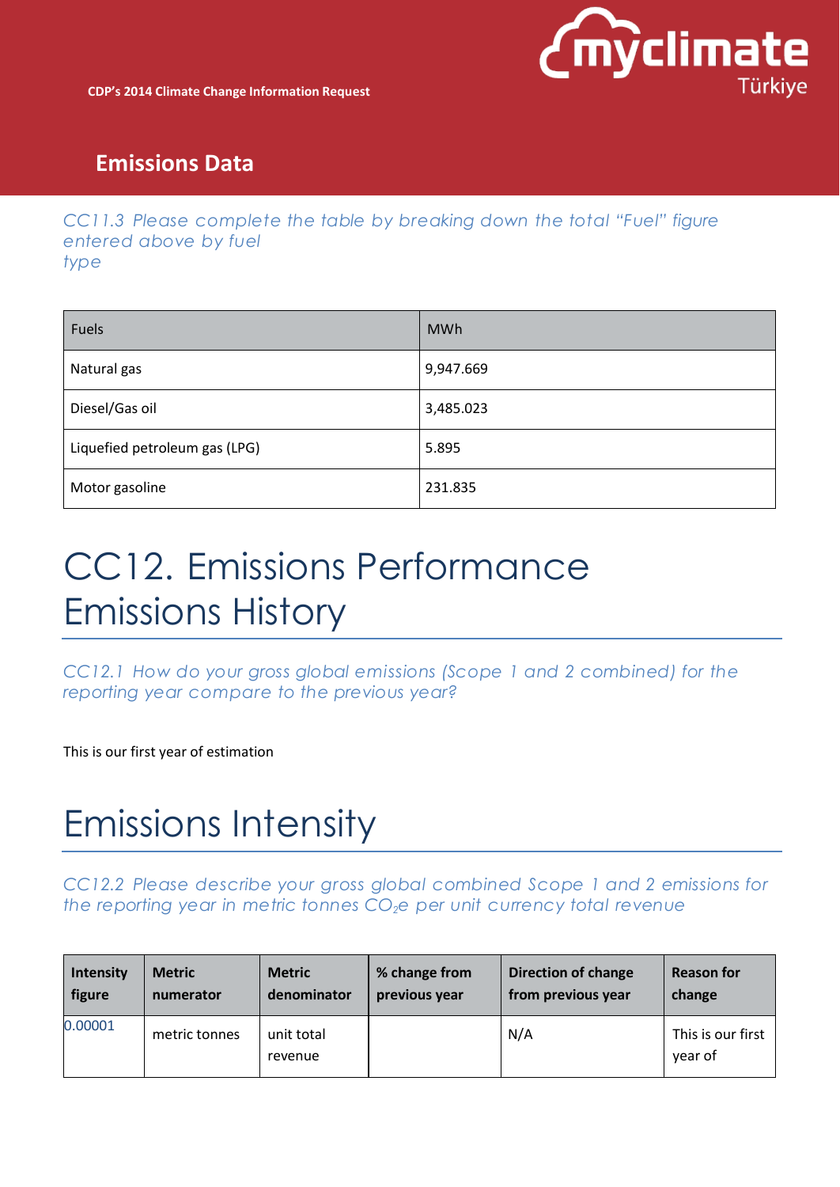## Emissions Data

*CC11.3 Please complete the table by breaking down the total "Fuel" figure entered above by fuel type*

| Fuels | MWh |
|---|---|
| Natural gas | 9,947.669 |
| Diesel/Gas oil | 3,485.023 |
| Liquefied petroleum gas (LPG) | 5.895 |
| Motor gasoline | 231.835 |

# CC12. Emissions Performance Emissions History

*CC12.1 How do your gross global emissions (Scope 1 and 2 combined) for the reporting year compare to the previous year?*

This is our first year of estimation

# Emissions Intensity

*CC12.2 Please describe your gross global combined Scope 1 and 2 emissions for the reporting year in metric tonnes $CO_2e$ per unit currency total revenue*

| Intensity figure | Metric numerator | Metric denominator | % change from previous year | Direction of change from previous year | Reason for change |
|---|---|---|---|---|---|
| 0.00001 | metric tonnes | unit total revenue | | N/A | This is our first year of |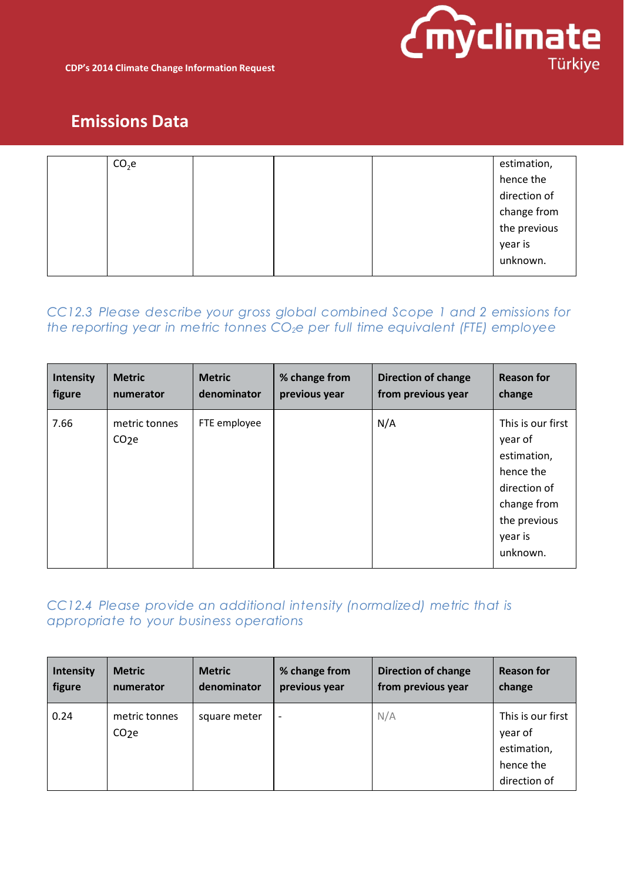## Emissions Data

|  | $CO_2e$ |  |  |  | estimation, hence the direction of change from the previous year is unknown. |
|---|---|---|---|---|---|

*CC12.3 Please describe your gross global combined Scope 1 and 2 emissions for the reporting year in metric tonnes $CO_2e$ per full time equivalent (FTE) employee*

| Intensity figure | Metric numerator | Metric denominator | % change from previous year | Direction of change from previous year | Reason for change |
|---|---|---|---|---|---|
| 7.66 | metric tonnes $CO_2e$ | FTE employee |  | N/A | This is our first year of estimation, hence the direction of change from the previous year is unknown. |

*CC12.4 Please provide an additional intensity (normalized) metric that is appropriate to your business operations*

| Intensity figure | Metric numerator | Metric denominator | % change from previous year | Direction of change from previous year | Reason for change |
|---|---|---|---|---|---|
| 0.24 | metric tonnes $CO_2e$ | square meter | - | N/A | This is our first year of estimation, hence the direction of |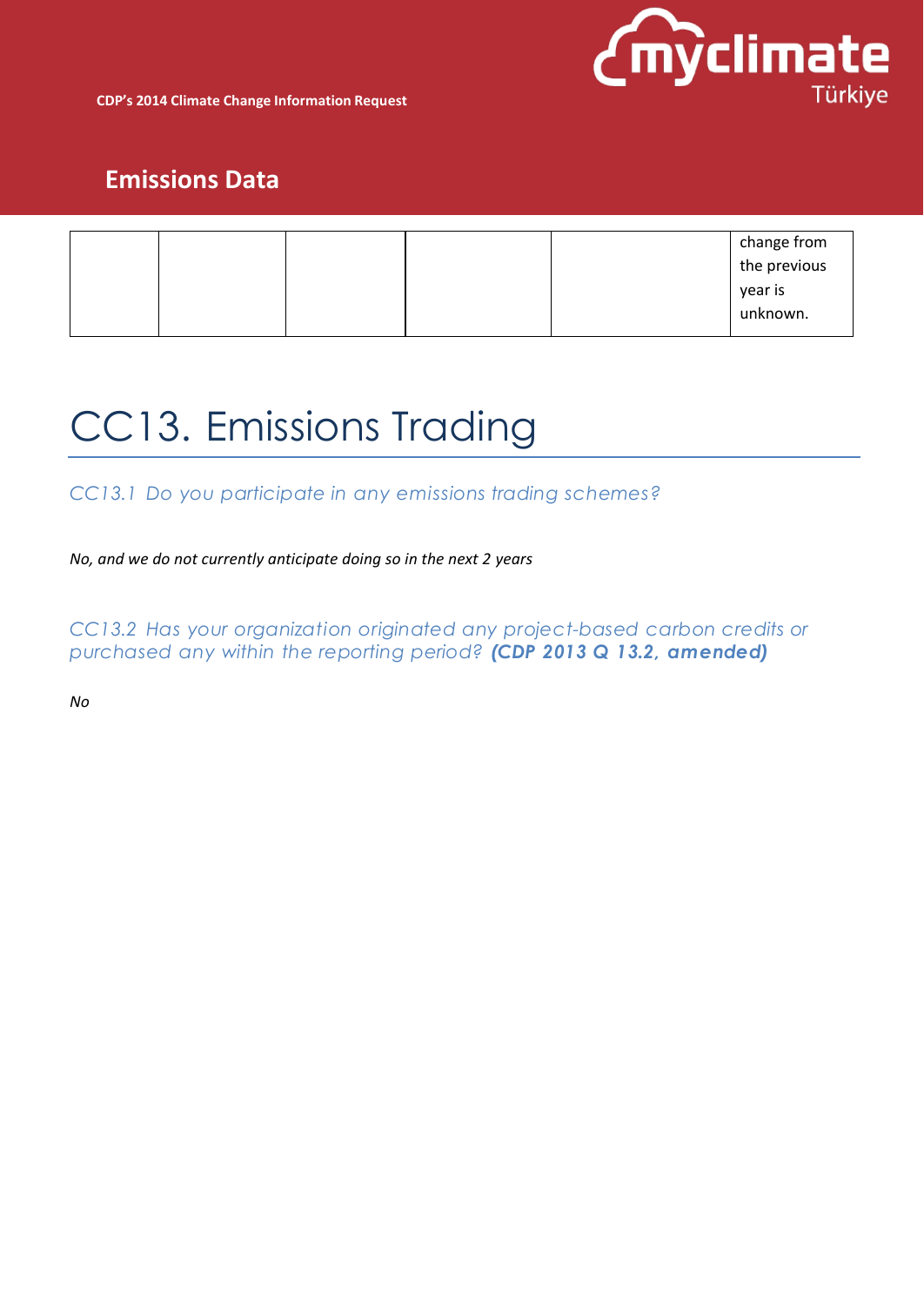| | | | | | change from the previous year is unknown. |
|---|---|---|---|---|---|

# CC13. Emissions Trading

## CC13.1 Do you participate in any emissions trading schemes?

*No, and we do not currently anticipate doing so in the next 2 years*

## CC13.2 Has your organization originated any project-based carbon credits or purchased any within the reporting period? **(CDP 2013 Q 13.2, amended)**

*No*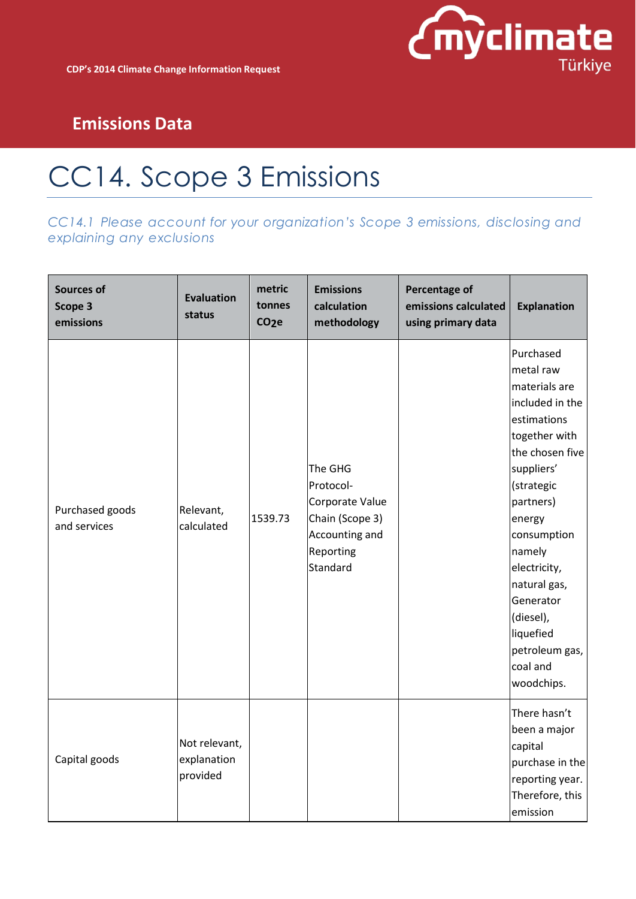## Emissions Data

# CC14. Scope 3 Emissions

*CC14.1 Please account for your organization's Scope 3 emissions, disclosing and explaining any exclusions*

| Sources of Scope 3 emissions | Evaluation status | metric tonnes $CO_2e$ | Emissions calculation methodology | Percentage of emissions calculated using primary data | Explanation |
|---|---|---|---|---|---|
| Purchased goods and services | Relevant, calculated | 1539.73 | The GHG Protocol-Corporate Value Chain (Scope 3) Accounting and Reporting Standard | | Purchased metal raw materials are included in the estimations together with the chosen five suppliers' (strategic partners) energy consumption namely electricity, natural gas, Generator (diesel), liquefied petroleum gas, coal and woodchips. |
| Capital goods | Not relevant, explanation provided | | | | There hasn't been a major capital purchase in the reporting year. Therefore, this emission |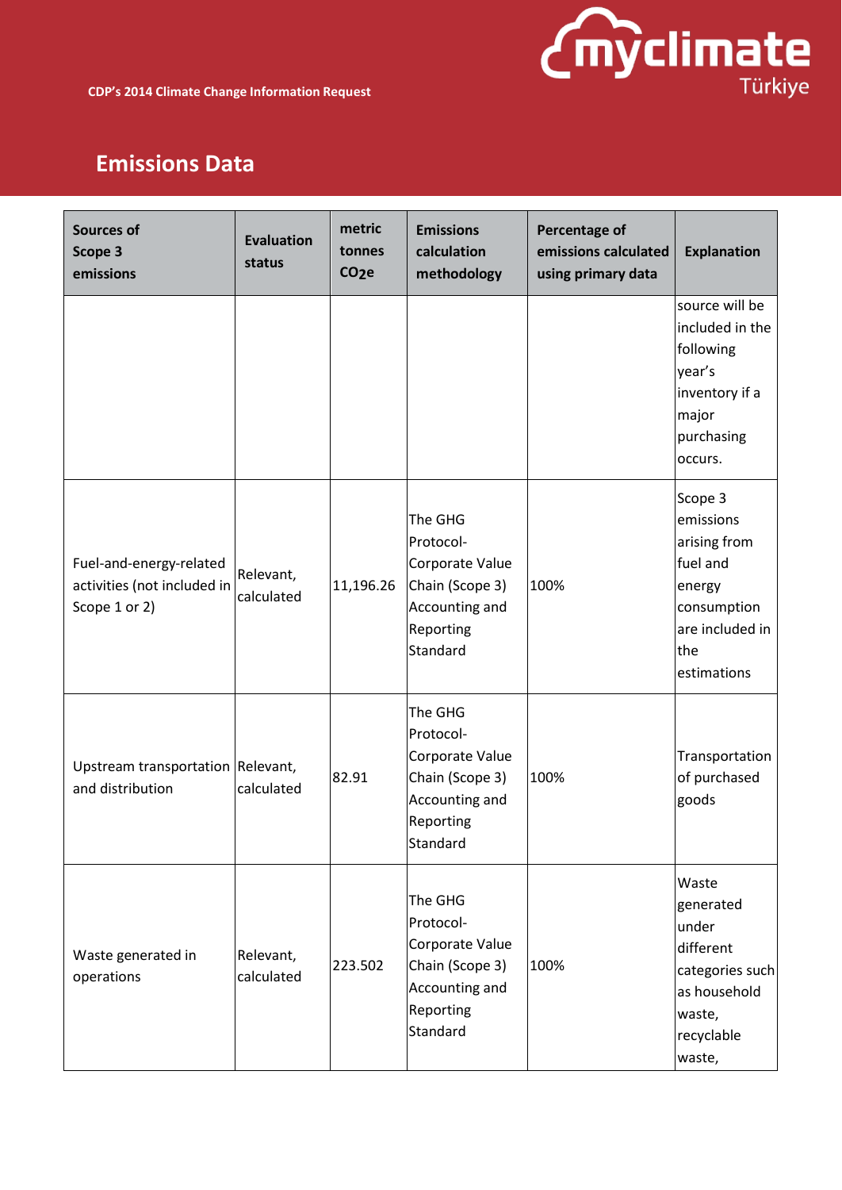## Emissions Data

| Sources of Scope 3 emissions | Evaluation status | metric tonnes $CO_2e$ | Emissions calculation methodology | Percentage of emissions calculated using primary data | Explanation |
|---|---|---|---|---|---|
| | | | | | source will be included in the following year's inventory if a major purchasing occurs. |
| Fuel-and-energy-related activities (not included in Scope 1 or 2) | Relevant, calculated | 11,196.26 | The GHG Protocol-Corporate Value Chain (Scope 3) Accounting and Reporting Standard | 100% | Scope 3 emissions arising from fuel and energy consumption are included in the estimations |
| Upstream transportation and distribution | Relevant, calculated | 82.91 | The GHG Protocol-Corporate Value Chain (Scope 3) Accounting and Reporting Standard | 100% | Transportation of purchased goods |
| Waste generated in operations | Relevant, calculated | 223.502 | The GHG Protocol-Corporate Value Chain (Scope 3) Accounting and Reporting Standard | 100% | Waste generated under different categories such as household waste, recyclable waste, |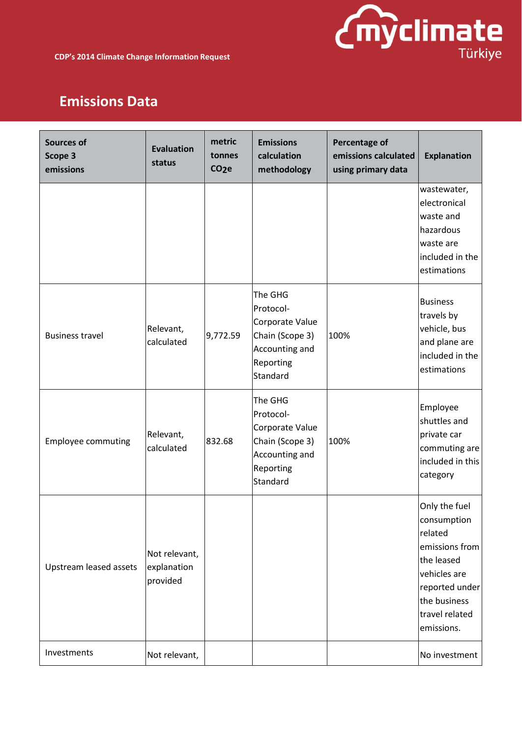CDP's 2014 Climate Change Information Request

## Emissions Data

| Sources of Scope 3 emissions | Evaluation status | metric tonnes $CO_2e$ | Emissions calculation methodology | Percentage of emissions calculated using primary data | Explanation |
|---|---|---|---|---|---|
| | | | | | wastewater, electronical waste and hazardous waste are included in the estimations |
| Business travel | Relevant, calculated | 9,772.59 | The GHG Protocol-Corporate Value Chain (Scope 3) Accounting and Reporting Standard | 100% | Business travels by vehicle, bus and plane are included in the estimations |
| Employee commuting | Relevant, calculated | 832.68 | The GHG Protocol-Corporate Value Chain (Scope 3) Accounting and Reporting Standard | 100% | Employee shuttles and private car commuting are included in this category |
| Upstream leased assets | Not relevant, explanation provided | | | | Only the fuel consumption related emissions from the leased vehicles are reported under the business travel related emissions. |
| Investments | Not relevant, | | | | No investment |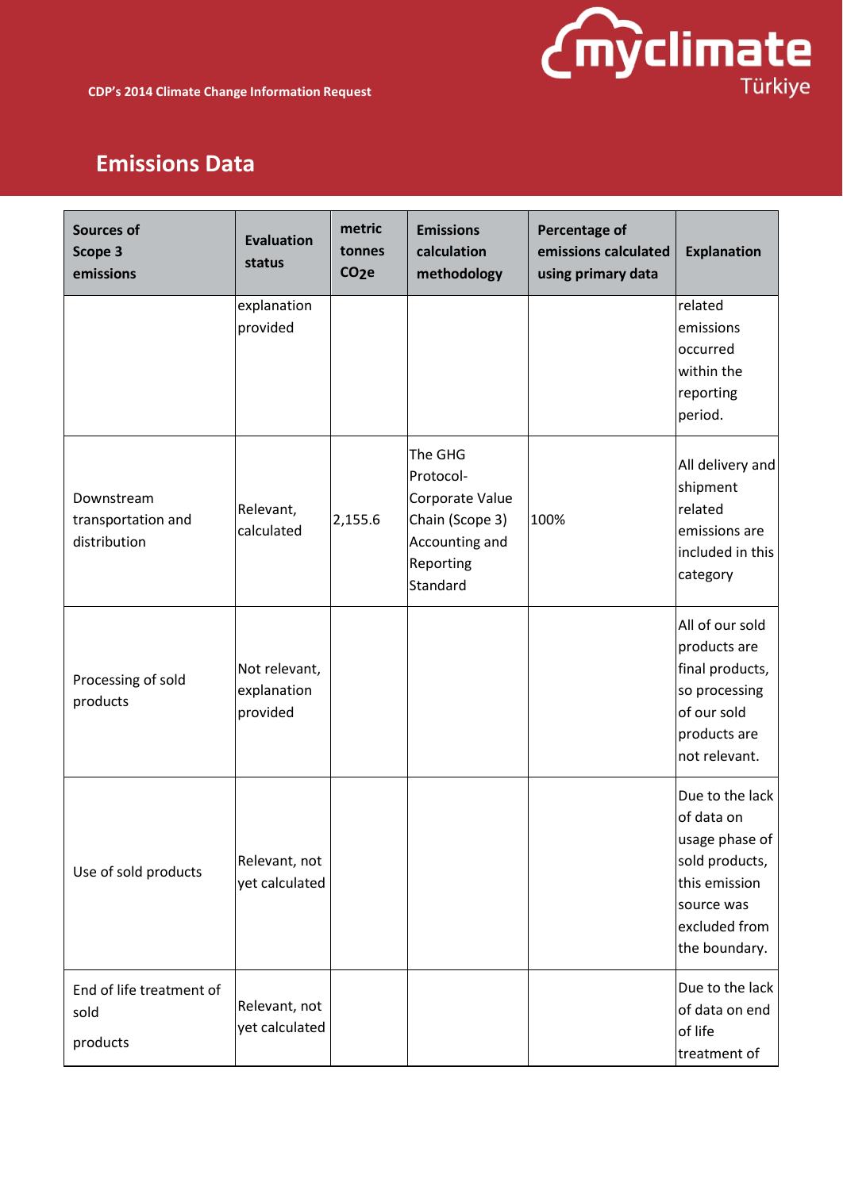## Emissions Data

| Sources of Scope 3 emissions | Evaluation status | metric tonnes $CO_2e$ | Emissions calculation methodology | Percentage of emissions calculated using primary data | Explanation |
|---|---|---|---|---|---|
| | explanation provided | | | | related emissions occurred within the reporting period. |
| Downstream transportation and distribution | Relevant, calculated | 2,155.6 | The GHG Protocol- Corporate Value Chain (Scope 3) Accounting and Reporting Standard | 100% | All delivery and shipment related emissions are included in this category |
| Processing of sold products | Not relevant, explanation provided | | | | All of our sold products are final products, so processing of our sold products are not relevant. |
| Use of sold products | Relevant, not yet calculated | | | | Due to the lack of data on usage phase of sold products, this emission source was excluded from the boundary. |
| End of life treatment of sold products | Relevant, not yet calculated | | | | Due to the lack of data on end of life treatment of |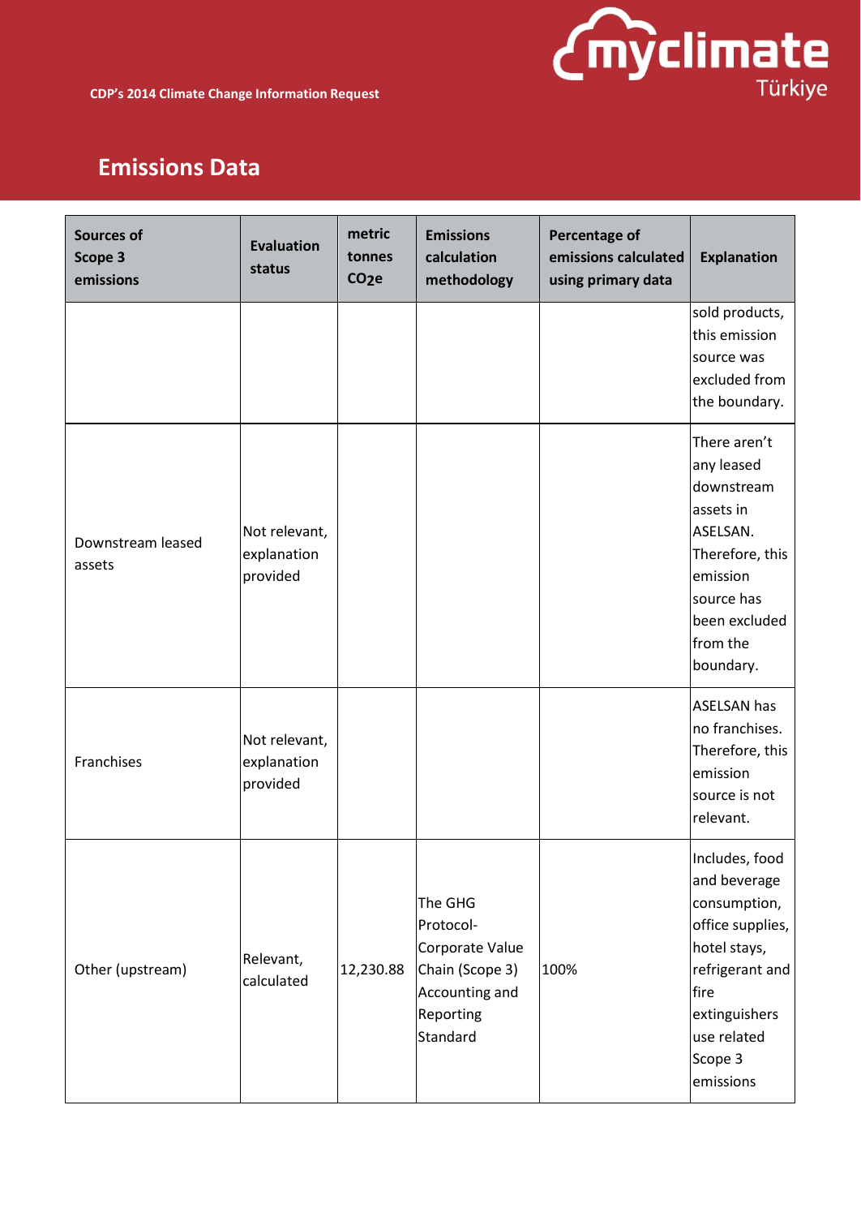## Emissions Data

| Sources of Scope 3 emissions | Evaluation status | metric tonnes $CO_2e$ | Emissions calculation methodology | Percentage of emissions calculated using primary data | Explanation |
|---|---|---|---|---|---|
| | | | | | sold products, this emission source was excluded from the boundary. |
| Downstream leased assets | Not relevant, explanation provided | | | | There aren't any leased downstream assets in ASELSAN. Therefore, this emission source has been excluded from the boundary. |
| Franchises | Not relevant, explanation provided | | | | ASELSAN has no franchises. Therefore, this emission source is not relevant. |
| Other (upstream) | Relevant, calculated | 12,230.88 | The GHG Protocol-Corporate Value Chain (Scope 3) Accounting and Reporting Standard | 100% | Includes, food and beverage consumption, office supplies, hotel stays, refrigerant and fire extinguishers use related Scope 3 emissions |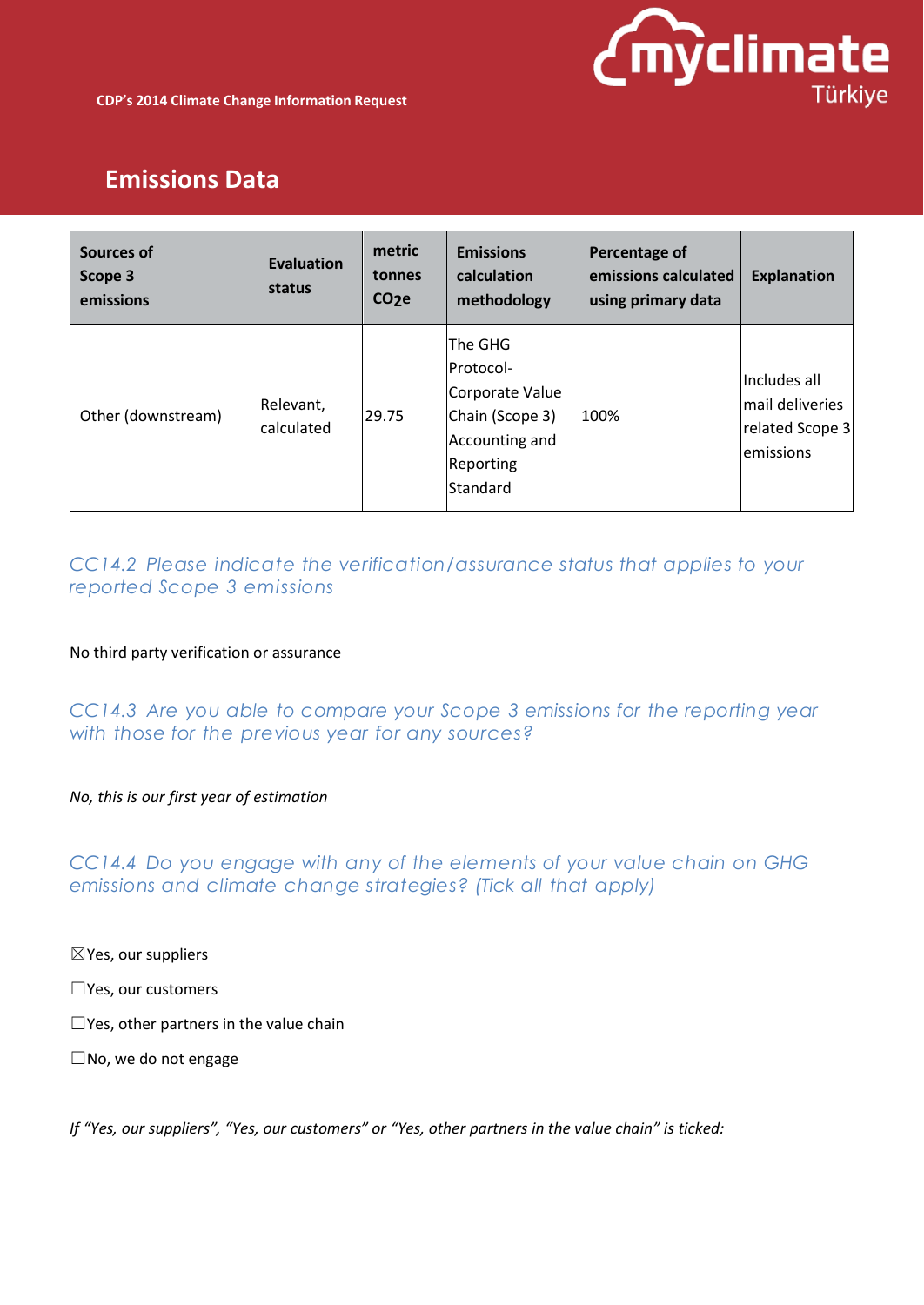## Emissions Data

| Sources of Scope 3 emissions | Evaluation status | metric tonnes $CO_2e$ | Emissions calculation methodology | Percentage of emissions calculated using primary data | Explanation |
|---|---|---|---|---|---|
| Other (downstream) | Relevant, calculated | 29.75 | The GHG Protocol-Corporate Value Chain (Scope 3) Accounting and Reporting Standard | 100% | Includes all mail deliveries related Scope 3 emissions |

### CC14.2 Please indicate the verification/assurance status that applies to your reported Scope 3 emissions

No third party verification or assurance

### CC14.3 Are you able to compare your Scope 3 emissions for the reporting year with those for the previous year for any sources?

*No, this is our first year of estimation*

### CC14.4 Do you engage with any of the elements of your value chain on GHG emissions and climate change strategies? (Tick all that apply)

☒Yes, our suppliers

☐Yes, our customers

☐Yes, other partners in the value chain

☐No, we do not engage

*If "Yes, our suppliers", "Yes, our customers" or "Yes, other partners in the value chain" is ticked:*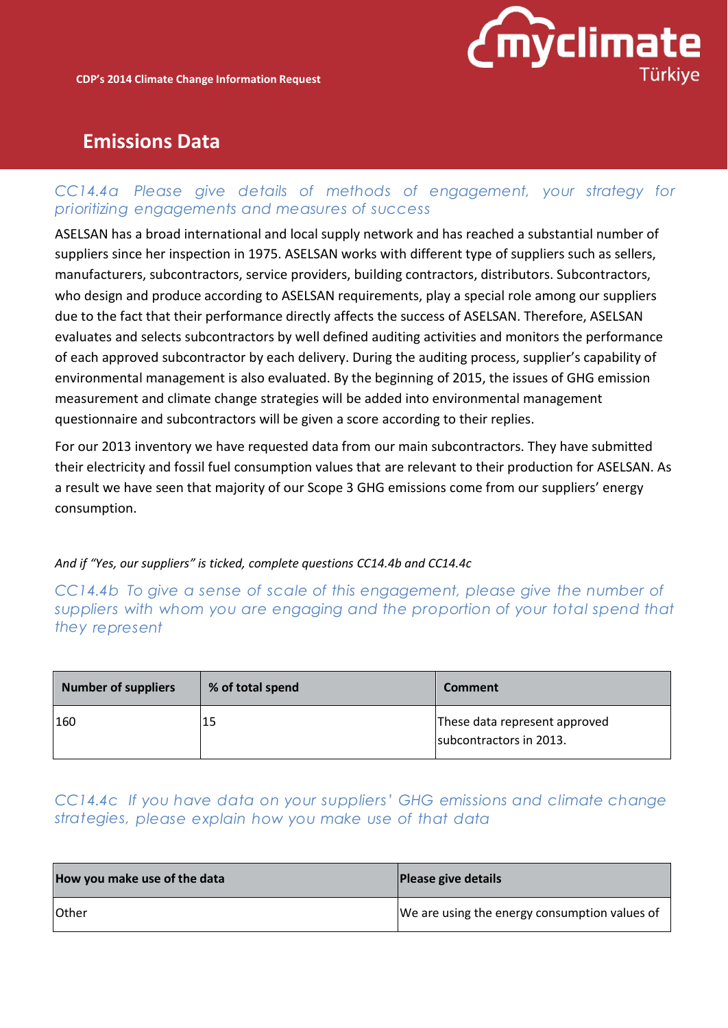## Emissions Data

### CC14.4a Please give details of methods of engagement, your strategy for prioritizing engagements and measures of success

ASELSAN has a broad international and local supply network and has reached a substantial number of suppliers since her inspection in 1975. ASELSAN works with different type of suppliers such as sellers, manufacturers, subcontractors, service providers, building contractors, distributors. Subcontractors, who design and produce according to ASELSAN requirements, play a special role among our suppliers due to the fact that their performance directly affects the success of ASELSAN. Therefore, ASELSAN evaluates and selects subcontractors by well defined auditing activities and monitors the performance of each approved subcontractor by each delivery. During the auditing process, supplier's capability of environmental management is also evaluated. By the beginning of 2015, the issues of GHG emission measurement and climate change strategies will be added into environmental management questionnaire and subcontractors will be given a score according to their replies.

For our 2013 inventory we have requested data from our main subcontractors. They have submitted their electricity and fossil fuel consumption values that are relevant to their production for ASELSAN. As a result we have seen that majority of our Scope 3 GHG emissions come from our suppliers' energy consumption.

*And if "Yes, our suppliers" is ticked, complete questions CC14.4b and CC14.4c*

### CC14.4b To give a sense of scale of this engagement, please give the number of suppliers with whom you are engaging and the proportion of your total spend that they represent

| Number of suppliers | % of total spend | Comment |
|---|---|---|
| 160 | 15 | These data represent approved subcontractors in 2013. |

### CC14.4c If you have data on your suppliers' GHG emissions and climate change strategies, please explain how you make use of that data

| How you make use of the data | Please give details |
|---|---|
| Other | We are using the energy consumption values of |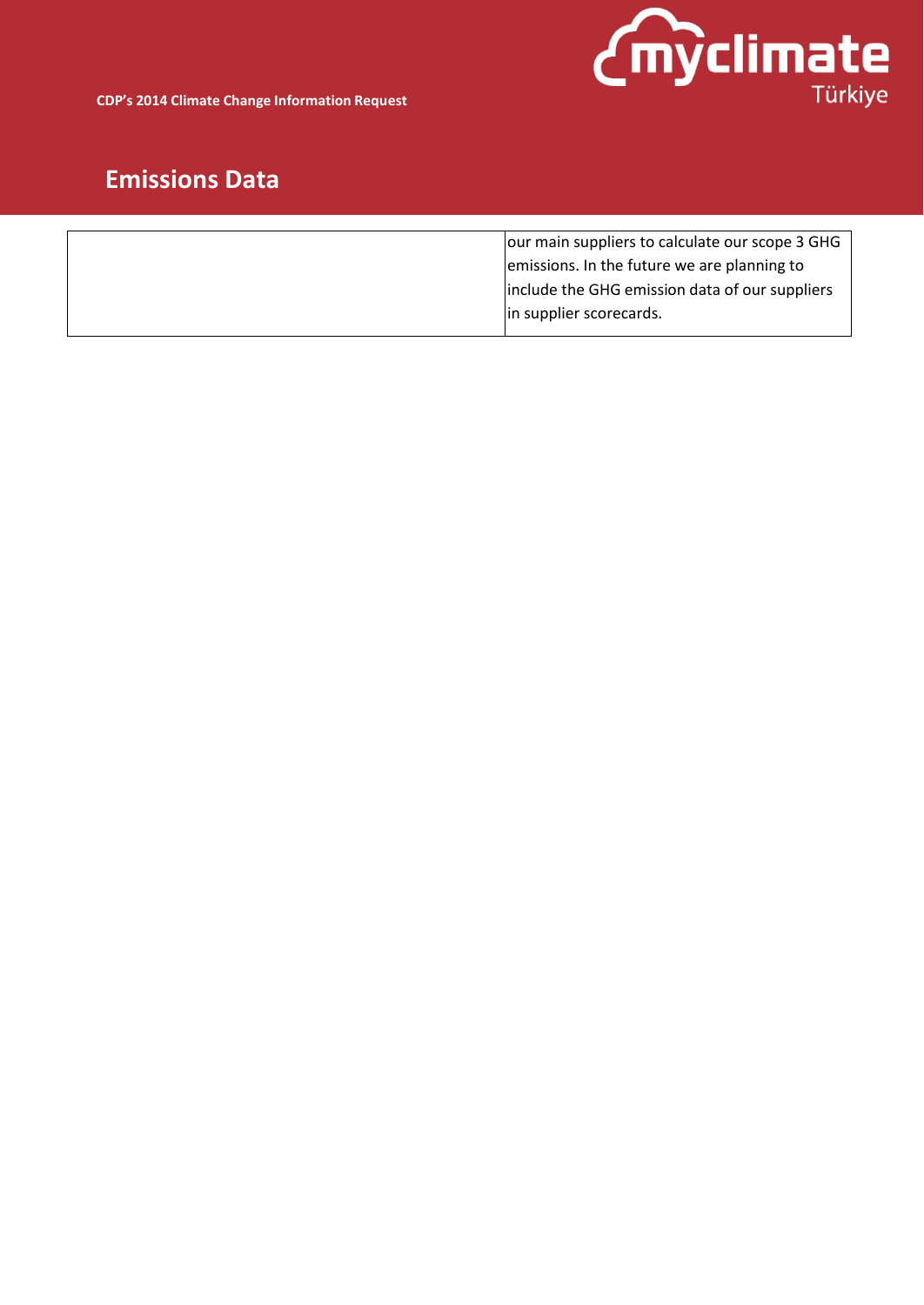## Emissions Data

| | |
|---|---|
| | our main suppliers to calculate our scope 3 GHG emissions. In the future we are planning to include the GHG emission data of our suppliers in supplier scorecards. |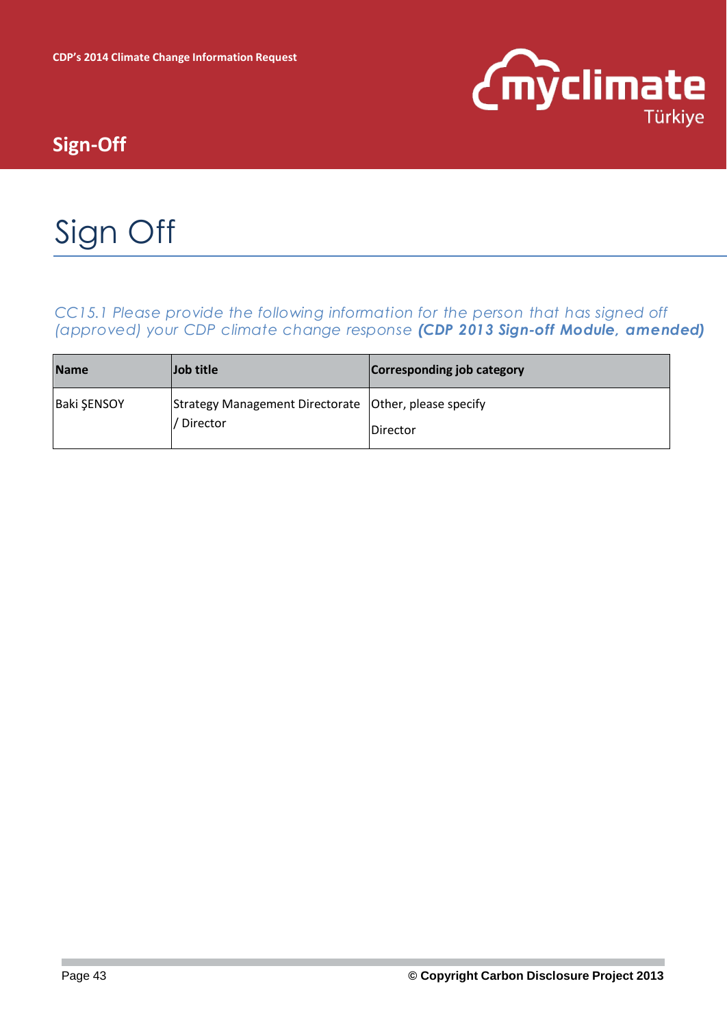## Sign-Off

# Sign Off

*CC15.1 Please provide the following information for the person that has signed off (approved) your CDP climate change response* ***(CDP 2013 Sign-off Module, amended)***

| Name | Job title | Corresponding job category |
|---|---|---|
| Baki ŞENSOY | Strategy Management Directorate / Director | Other, please specify<br><br>Director |